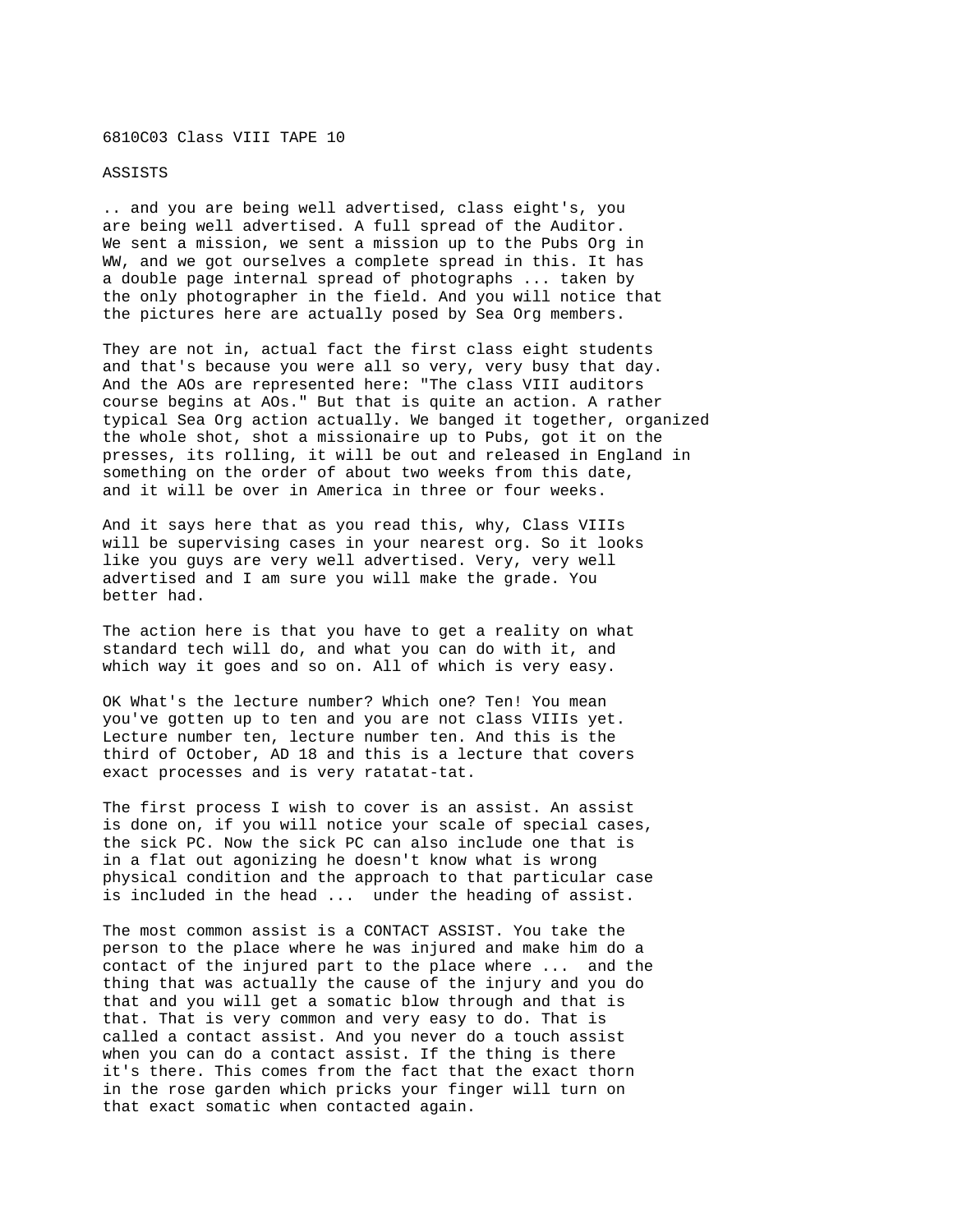6810C03 Class VIII TAPE 10

ASSISTS

.. and you are being well advertised, class eight's, you are being well advertised. A full spread of the Auditor. We sent a mission, we sent a mission up to the Pubs Org in WW, and we got ourselves a complete spread in this. It has a double page internal spread of photographs ... taken by the only photographer in the field. And you will notice that the pictures here are actually posed by Sea Org members.

They are not in, actual fact the first class eight students and that's because you were all so very, very busy that day. And the AOs are represented here: "The class VIII auditors course begins at AOs." But that is quite an action. A rather typical Sea Org action actually. We banged it together, organized the whole shot, shot a missionaire up to Pubs, got it on the presses, its rolling, it will be out and released in England in something on the order of about two weeks from this date, and it will be over in America in three or four weeks.

And it says here that as you read this, why, Class VIIIs will be supervising cases in your nearest org. So it looks like you guys are very well advertised. Very, very well advertised and I am sure you will make the grade. You better had.

The action here is that you have to get a reality on what standard tech will do, and what you can do with it, and which way it goes and so on. All of which is very easy.

OK What's the lecture number? Which one? Ten! You mean you've gotten up to ten and you are not class VIIIs yet. Lecture number ten, lecture number ten. And this is the third of October, AD 18 and this is a lecture that covers exact processes and is very ratatat-tat.

The first process I wish to cover is an assist. An assist is done on, if you will notice your scale of special cases, the sick PC. Now the sick PC can also include one that is in a flat out agonizing he doesn't know what is wrong physical condition and the approach to that particular case is included in the head ... under the heading of assist.

The most common assist is a CONTACT ASSIST. You take the person to the place where he was injured and make him do a contact of the injured part to the place where ... and the thing that was actually the cause of the injury and you do that and you will get a somatic blow through and that is that. That is very common and very easy to do. That is called a contact assist. And you never do a touch assist when you can do a contact assist. If the thing is there it's there. This comes from the fact that the exact thorn in the rose garden which pricks your finger will turn on that exact somatic when contacted again.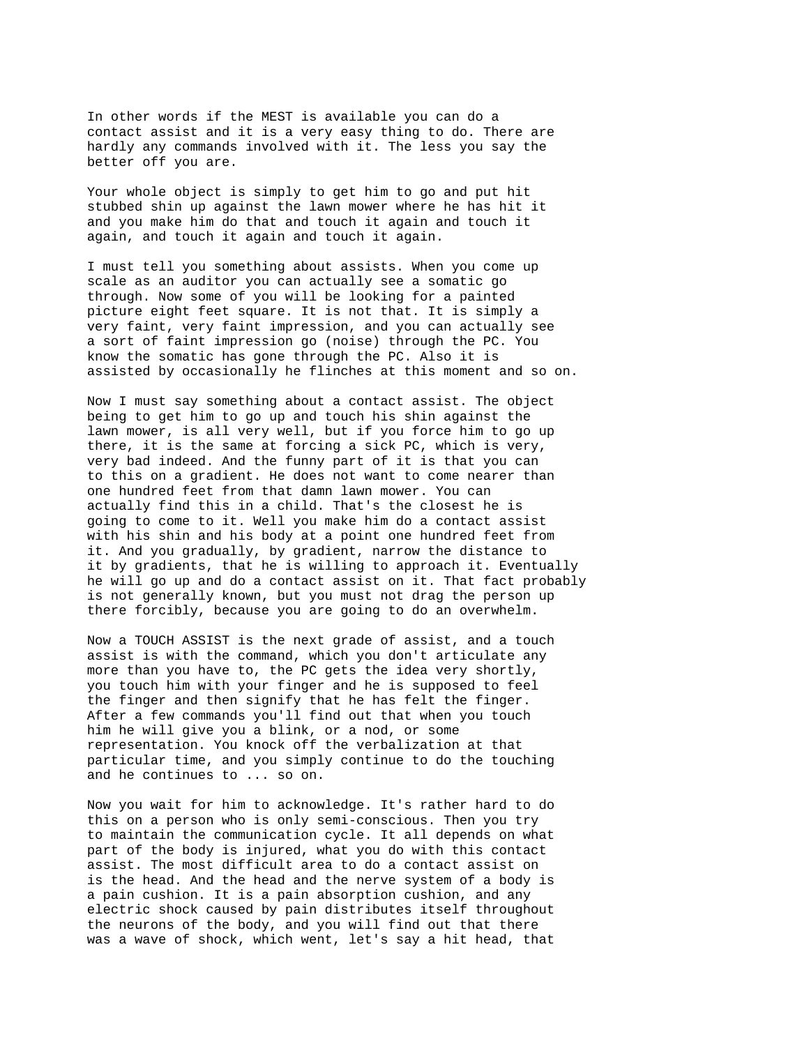In other words if the MEST is available you can do a contact assist and it is a very easy thing to do. There are hardly any commands involved with it. The less you say the better off you are.

Your whole object is simply to get him to go and put hit stubbed shin up against the lawn mower where he has hit it and you make him do that and touch it again and touch it again, and touch it again and touch it again.

I must tell you something about assists. When you come up scale as an auditor you can actually see a somatic go through. Now some of you will be looking for a painted picture eight feet square. It is not that. It is simply a very faint, very faint impression, and you can actually see a sort of faint impression go (noise) through the PC. You know the somatic has gone through the PC. Also it is assisted by occasionally he flinches at this moment and so on.

Now I must say something about a contact assist. The object being to get him to go up and touch his shin against the lawn mower, is all very well, but if you force him to go up there, it is the same at forcing a sick PC, which is very, very bad indeed. And the funny part of it is that you can to this on a gradient. He does not want to come nearer than one hundred feet from that damn lawn mower. You can actually find this in a child. That's the closest he is going to come to it. Well you make him do a contact assist with his shin and his body at a point one hundred feet from it. And you gradually, by gradient, narrow the distance to it by gradients, that he is willing to approach it. Eventually he will go up and do a contact assist on it. That fact probably is not generally known, but you must not drag the person up there forcibly, because you are going to do an overwhelm.

Now a TOUCH ASSIST is the next grade of assist, and a touch assist is with the command, which you don't articulate any more than you have to, the PC gets the idea very shortly, you touch him with your finger and he is supposed to feel the finger and then signify that he has felt the finger. After a few commands you'll find out that when you touch him he will give you a blink, or a nod, or some representation. You knock off the verbalization at that particular time, and you simply continue to do the touching and he continues to ... so on.

Now you wait for him to acknowledge. It's rather hard to do this on a person who is only semi-conscious. Then you try to maintain the communication cycle. It all depends on what part of the body is injured, what you do with this contact assist. The most difficult area to do a contact assist on is the head. And the head and the nerve system of a body is a pain cushion. It is a pain absorption cushion, and any electric shock caused by pain distributes itself throughout the neurons of the body, and you will find out that there was a wave of shock, which went, let's say a hit head, that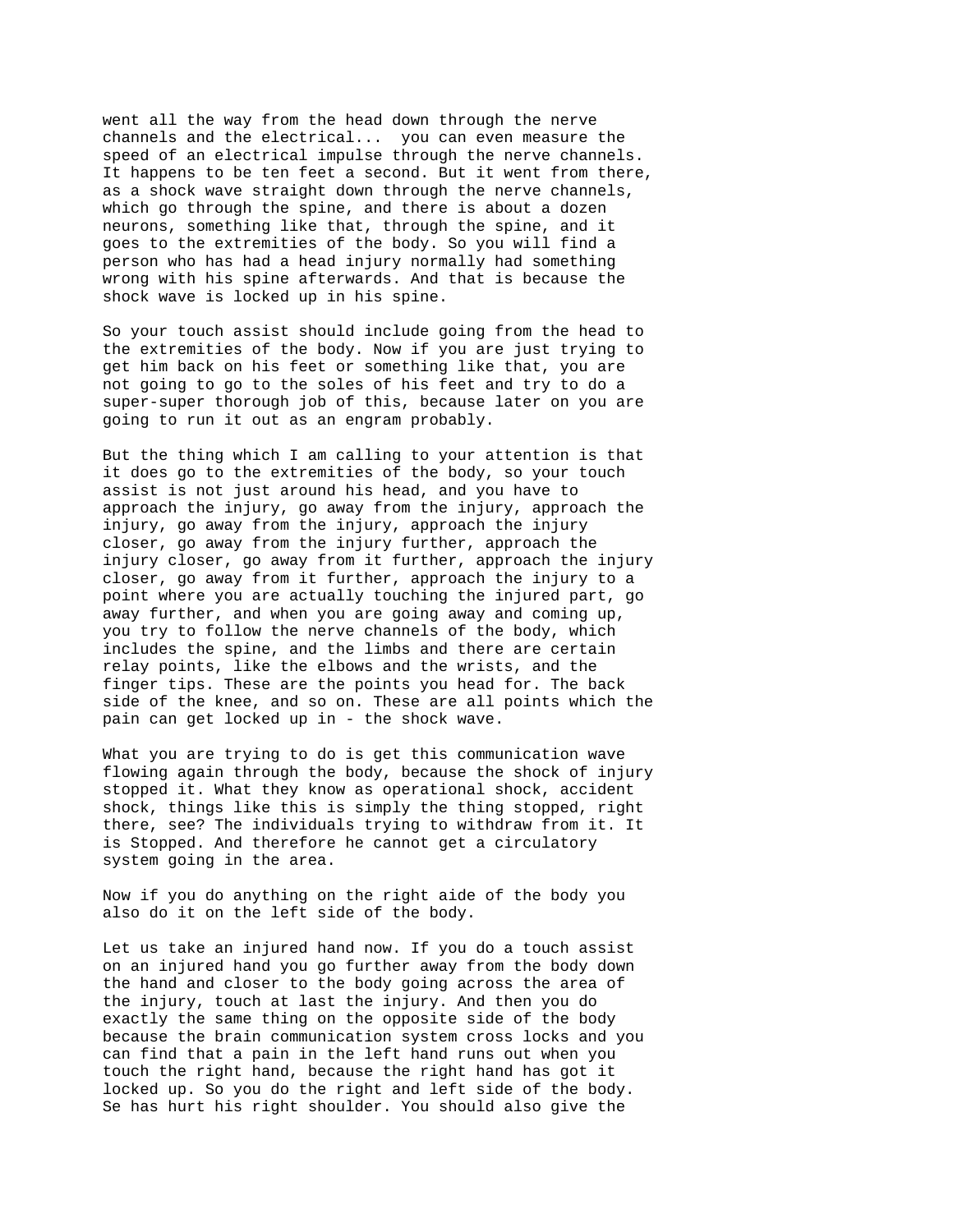went all the way from the head down through the nerve channels and the electrical... you can even measure the speed of an electrical impulse through the nerve channels. It happens to be ten feet a second. But it went from there, as a shock wave straight down through the nerve channels, which go through the spine, and there is about a dozen neurons, something like that, through the spine, and it goes to the extremities of the body. So you will find a person who has had a head injury normally had something wrong with his spine afterwards. And that is because the shock wave is locked up in his spine.

So your touch assist should include going from the head to the extremities of the body. Now if you are just trying to get him back on his feet or something like that, you are not going to go to the soles of his feet and try to do a super-super thorough job of this, because later on you are going to run it out as an engram probably.

But the thing which I am calling to your attention is that it does go to the extremities of the body, so your touch assist is not just around his head, and you have to approach the injury, go away from the injury, approach the injury, go away from the injury, approach the injury closer, go away from the injury further, approach the injury closer, go away from it further, approach the injury closer, go away from it further, approach the injury to a point where you are actually touching the injured part, go away further, and when you are going away and coming up, you try to follow the nerve channels of the body, which includes the spine, and the limbs and there are certain relay points, like the elbows and the wrists, and the finger tips. These are the points you head for. The back side of the knee, and so on. These are all points which the pain can get locked up in - the shock wave.

What you are trying to do is get this communication wave flowing again through the body, because the shock of injury stopped it. What they know as operational shock, accident shock, things like this is simply the thing stopped, right there, see? The individuals trying to withdraw from it. It is Stopped. And therefore he cannot get a circulatory system going in the area.

Now if you do anything on the right aide of the body you also do it on the left side of the body.

Let us take an injured hand now. If you do a touch assist on an injured hand you go further away from the body down the hand and closer to the body going across the area of the injury, touch at last the injury. And then you do exactly the same thing on the opposite side of the body because the brain communication system cross locks and you can find that a pain in the left hand runs out when you touch the right hand, because the right hand has got it locked up. So you do the right and left side of the body. Se has hurt his right shoulder. You should also give the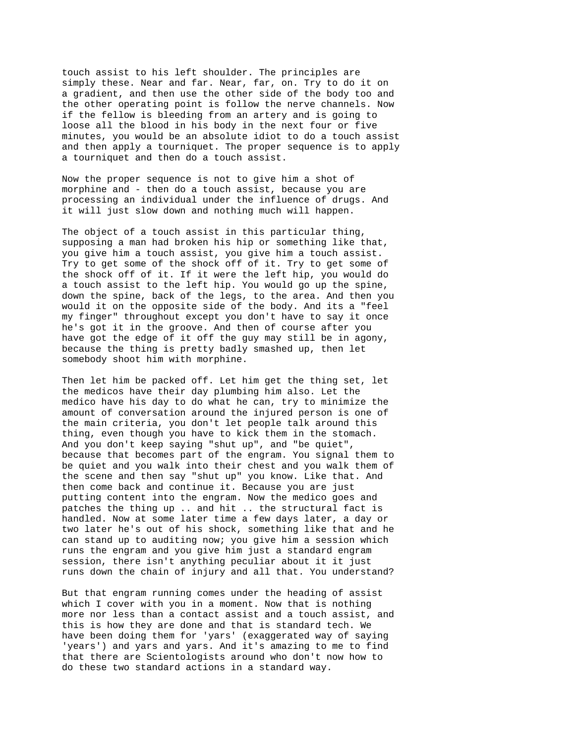touch assist to his left shoulder. The principles are simply these. Near and far. Near, far, on. Try to do it on a gradient, and then use the other side of the body too and the other operating point is follow the nerve channels. Now if the fellow is bleeding from an artery and is going to loose all the blood in his body in the next four or five minutes, you would be an absolute idiot to do a touch assist and then apply a tourniquet. The proper sequence is to apply a tourniquet and then do a touch assist.

Now the proper sequence is not to give him a shot of morphine and - then do a touch assist, because you are processing an individual under the influence of drugs. And it will just slow down and nothing much will happen.

The object of a touch assist in this particular thing, supposing a man had broken his hip or something like that, you give him a touch assist, you give him a touch assist. Try to get some of the shock off of it. Try to get some of the shock off of it. If it were the left hip, you would do a touch assist to the left hip. You would go up the spine, down the spine, back of the legs, to the area. And then you would it on the opposite side of the body. And its a "feel my finger" throughout except you don't have to say it once he's got it in the groove. And then of course after you have got the edge of it off the guy may still be in agony, because the thing is pretty badly smashed up, then let somebody shoot him with morphine.

Then let him be packed off. Let him get the thing set, let the medicos have their day plumbing him also. Let the medico have his day to do what he can, try to minimize the amount of conversation around the injured person is one of the main criteria, you don't let people talk around this thing, even though you have to kick them in the stomach. And you don't keep saying "shut up", and "be quiet", because that becomes part of the engram. You signal them to be quiet and you walk into their chest and you walk them of the scene and then say "shut up" you know. Like that. And then come back and continue it. Because you are just putting content into the engram. Now the medico goes and patches the thing up .. and hit .. the structural fact is handled. Now at some later time a few days later, a day or two later he's out of his shock, something like that and he can stand up to auditing now; you give him a session which runs the engram and you give him just a standard engram session, there isn't anything peculiar about it it just runs down the chain of injury and all that. You understand?

But that engram running comes under the heading of assist which I cover with you in a moment. Now that is nothing more nor less than a contact assist and a touch assist, and this is how they are done and that is standard tech. We have been doing them for 'yars' (exaggerated way of saying 'years') and yars and yars. And it's amazing to me to find that there are Scientologists around who don't now how to do these two standard actions in a standard way.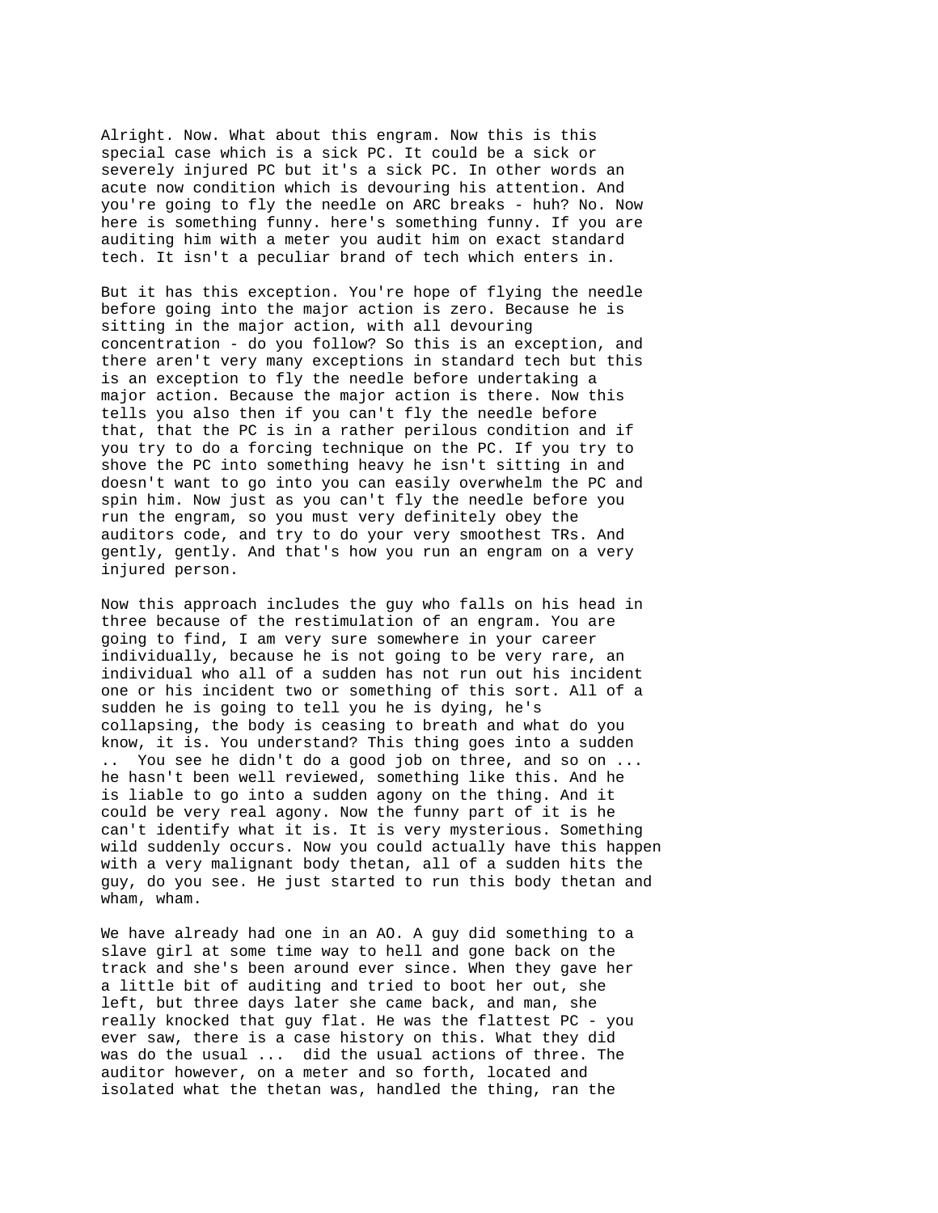Alright. Now. What about this engram. Now this is this special case which is a sick PC. It could be a sick or severely injured PC but it's a sick PC. In other words an acute now condition which is devouring his attention. And you're going to fly the needle on ARC breaks - huh? No. Now here is something funny. here's something funny. If you are auditing him with a meter you audit him on exact standard tech. It isn't a peculiar brand of tech which enters in.

But it has this exception. You're hope of flying the needle before going into the major action is zero. Because he is sitting in the major action, with all devouring concentration - do you follow? So this is an exception, and there aren't very many exceptions in standard tech but this is an exception to fly the needle before undertaking a major action. Because the major action is there. Now this tells you also then if you can't fly the needle before that, that the PC is in a rather perilous condition and if you try to do a forcing technique on the PC. If you try to shove the PC into something heavy he isn't sitting in and doesn't want to go into you can easily overwhelm the PC and spin him. Now just as you can't fly the needle before you run the engram, so you must very definitely obey the auditors code, and try to do your very smoothest TRs. And gently, gently. And that's how you run an engram on a very injured person.

Now this approach includes the guy who falls on his head in three because of the restimulation of an engram. You are going to find, I am very sure somewhere in your career individually, because he is not going to be very rare, an individual who all of a sudden has not run out his incident one or his incident two or something of this sort. All of a sudden he is going to tell you he is dying, he's collapsing, the body is ceasing to breath and what do you know, it is. You understand? This thing goes into a sudden .. You see he didn't do a good job on three, and so on ... he hasn't been well reviewed, something like this. And he is liable to go into a sudden agony on the thing. And it could be very real agony. Now the funny part of it is he can't identify what it is. It is very mysterious. Something wild suddenly occurs. Now you could actually have this happen with a very malignant body thetan, all of a sudden hits the guy, do you see. He just started to run this body thetan and wham, wham.

We have already had one in an AO. A guy did something to a slave girl at some time way to hell and gone back on the track and she's been around ever since. When they gave her a little bit of auditing and tried to boot her out, she left, but three days later she came back, and man, she really knocked that guy flat. He was the flattest PC - you ever saw, there is a case history on this. What they did was do the usual ... did the usual actions of three. The auditor however, on a meter and so forth, located and isolated what the thetan was, handled the thing, ran the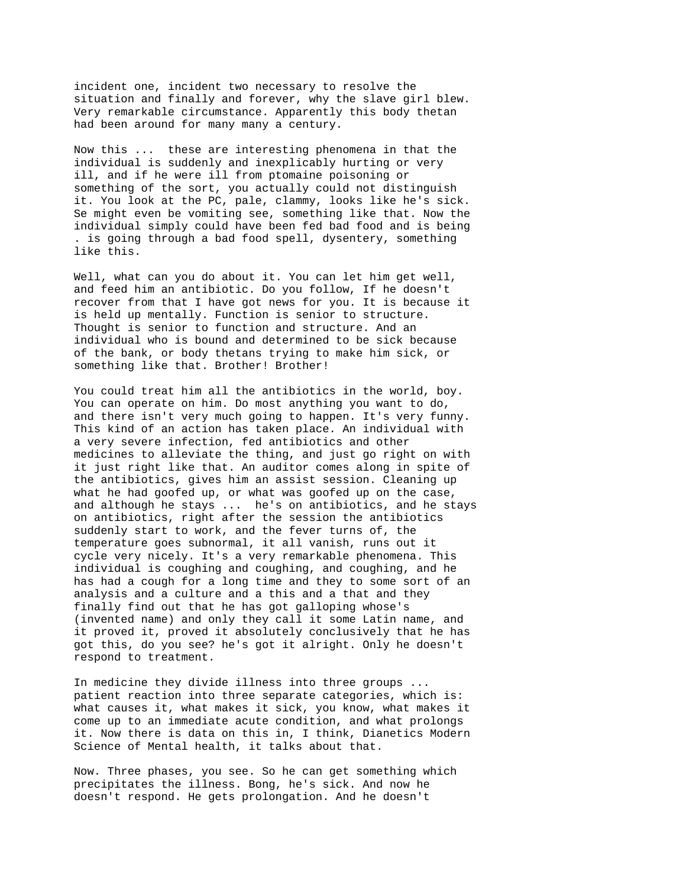incident one, incident two necessary to resolve the situation and finally and forever, why the slave girl blew. Very remarkable circumstance. Apparently this body thetan had been around for many many a century.

Now this ... these are interesting phenomena in that the individual is suddenly and inexplicably hurting or very ill, and if he were ill from ptomaine poisoning or something of the sort, you actually could not distinguish it. You look at the PC, pale, clammy, looks like he's sick. Se might even be vomiting see, something like that. Now the individual simply could have been fed bad food and is being . is going through a bad food spell, dysentery, something like this.

Well, what can you do about it. You can let him get well, and feed him an antibiotic. Do you follow, If he doesn't recover from that I have got news for you. It is because it is held up mentally. Function is senior to structure. Thought is senior to function and structure. And an individual who is bound and determined to be sick because of the bank, or body thetans trying to make him sick, or something like that. Brother! Brother!

You could treat him all the antibiotics in the world, boy. You can operate on him. Do most anything you want to do, and there isn't very much going to happen. It's very funny. This kind of an action has taken place. An individual with a very severe infection, fed antibiotics and other medicines to alleviate the thing, and just go right on with it just right like that. An auditor comes along in spite of the antibiotics, gives him an assist session. Cleaning up what he had goofed up, or what was goofed up on the case, and although he stays ... he's on antibiotics, and he stays on antibiotics, right after the session the antibiotics suddenly start to work, and the fever turns of, the temperature goes subnormal, it all vanish, runs out it cycle very nicely. It's a very remarkable phenomena. This individual is coughing and coughing, and coughing, and he has had a cough for a long time and they to some sort of an analysis and a culture and a this and a that and they finally find out that he has got galloping whose's (invented name) and only they call it some Latin name, and it proved it, proved it absolutely conclusively that he has got this, do you see? he's got it alright. Only he doesn't respond to treatment.

In medicine they divide illness into three groups ... patient reaction into three separate categories, which is: what causes it, what makes it sick, you know, what makes it come up to an immediate acute condition, and what prolongs it. Now there is data on this in, I think, Dianetics Modern Science of Mental health, it talks about that.

Now. Three phases, you see. So he can get something which precipitates the illness. Bong, he's sick. And now he doesn't respond. He gets prolongation. And he doesn't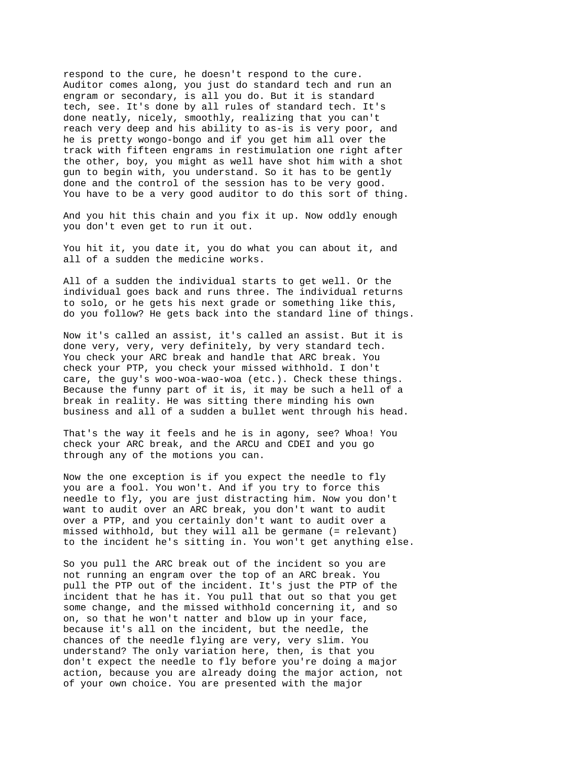respond to the cure, he doesn't respond to the cure. Auditor comes along, you just do standard tech and run an engram or secondary, is all you do. But it is standard tech, see. It's done by all rules of standard tech. It's done neatly, nicely, smoothly, realizing that you can't reach very deep and his ability to as-is is very poor, and he is pretty wongo-bongo and if you get him all over the track with fifteen engrams in restimulation one right after the other, boy, you might as well have shot him with a shot gun to begin with, you understand. So it has to be gently done and the control of the session has to be very good. You have to be a very good auditor to do this sort of thing.

And you hit this chain and you fix it up. Now oddly enough you don't even get to run it out.

You hit it, you date it, you do what you can about it, and all of a sudden the medicine works.

All of a sudden the individual starts to get well. Or the individual goes back and runs three. The individual returns to solo, or he gets his next grade or something like this, do you follow? He gets back into the standard line of things.

Now it's called an assist, it's called an assist. But it is done very, very, very definitely, by very standard tech. You check your ARC break and handle that ARC break. You check your PTP, you check your missed withhold. I don't care, the guy's woo-woa-wao-woa (etc.). Check these things. Because the funny part of it is, it may be such a hell of a break in reality. He was sitting there minding his own business and all of a sudden a bullet went through his head.

That's the way it feels and he is in agony, see? Whoa! You check your ARC break, and the ARCU and CDEI and you go through any of the motions you can.

Now the one exception is if you expect the needle to fly you are a fool. You won't. And if you try to force this needle to fly, you are just distracting him. Now you don't want to audit over an ARC break, you don't want to audit over a PTP, and you certainly don't want to audit over a missed withhold, but they will all be germane (= relevant) to the incident he's sitting in. You won't get anything else.

So you pull the ARC break out of the incident so you are not running an engram over the top of an ARC break. You pull the PTP out of the incident. It's just the PTP of the incident that he has it. You pull that out so that you get some change, and the missed withhold concerning it, and so on, so that he won't natter and blow up in your face, because it's all on the incident, but the needle, the chances of the needle flying are very, very slim. You understand? The only variation here, then, is that you don't expect the needle to fly before you're doing a major action, because you are already doing the major action, not of your own choice. You are presented with the major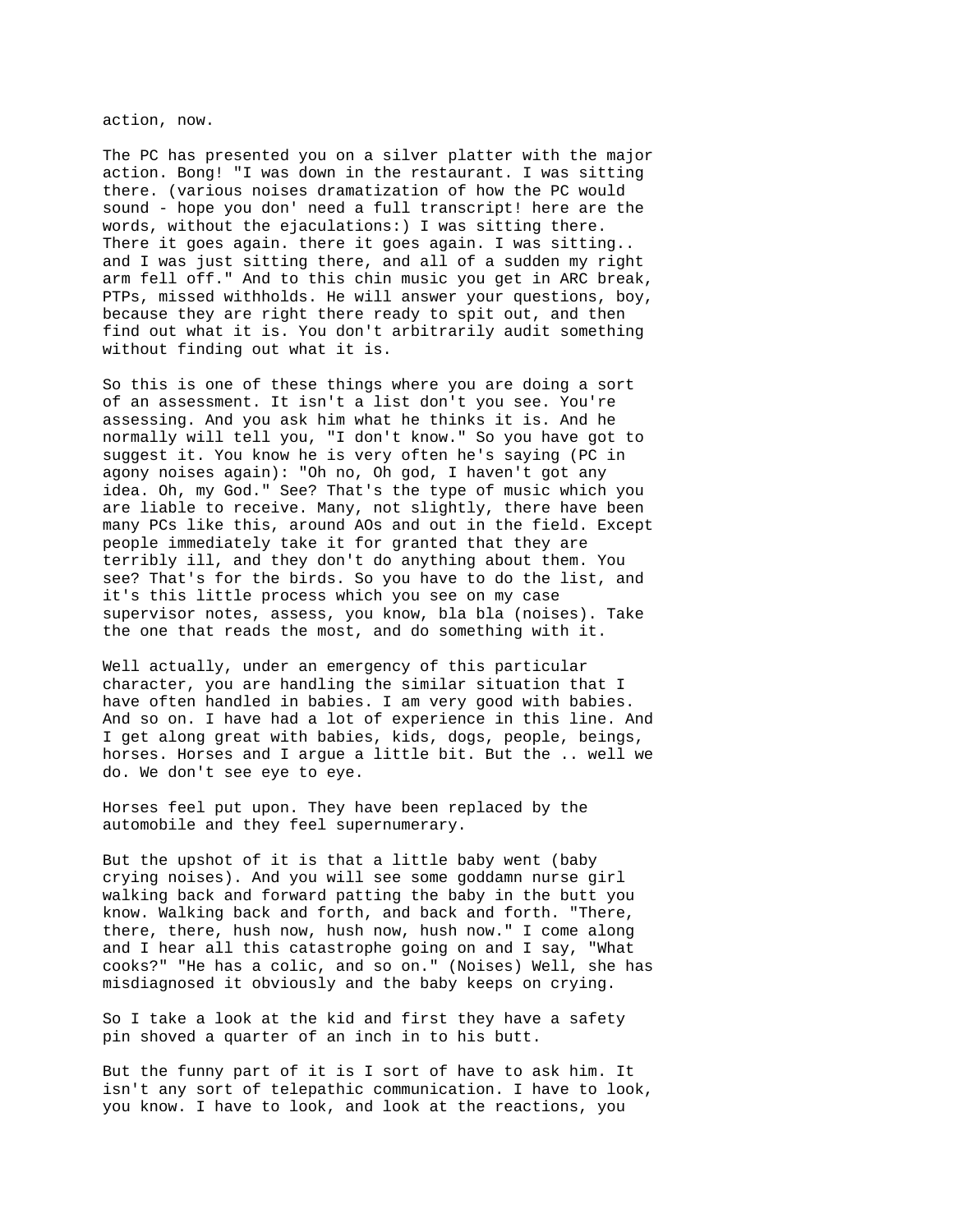action, now.

The PC has presented you on a silver platter with the major action. Bong! "I was down in the restaurant. I was sitting there. (various noises dramatization of how the PC would sound - hope you don' need a full transcript! here are the words, without the ejaculations:) I was sitting there. There it goes again. there it goes again. I was sitting.. and I was just sitting there, and all of a sudden my right arm fell off." And to this chin music you get in ARC break, PTPs, missed withholds. He will answer your questions, boy, because they are right there ready to spit out, and then find out what it is. You don't arbitrarily audit something without finding out what it is.

So this is one of these things where you are doing a sort of an assessment. It isn't a list don't you see. You're assessing. And you ask him what he thinks it is. And he normally will tell you, "I don't know." So you have got to suggest it. You know he is very often he's saying (PC in agony noises again): "Oh no, Oh god, I haven't got any idea. Oh, my God." See? That's the type of music which you are liable to receive. Many, not slightly, there have been many PCs like this, around AOs and out in the field. Except people immediately take it for granted that they are terribly ill, and they don't do anything about them. You see? That's for the birds. So you have to do the list, and it's this little process which you see on my case supervisor notes, assess, you know, bla bla (noises). Take the one that reads the most, and do something with it.

Well actually, under an emergency of this particular character, you are handling the similar situation that I have often handled in babies. I am very good with babies. And so on. I have had a lot of experience in this line. And I get along great with babies, kids, dogs, people, beings, horses. Horses and I argue a little bit. But the .. well we do. We don't see eye to eye.

Horses feel put upon. They have been replaced by the automobile and they feel supernumerary.

But the upshot of it is that a little baby went (baby crying noises). And you will see some goddamn nurse girl walking back and forward patting the baby in the butt you know. Walking back and forth, and back and forth. "There, there, there, hush now, hush now, hush now." I come along and I hear all this catastrophe going on and I say, "What cooks?" "He has a colic, and so on." (Noises) Well, she has misdiagnosed it obviously and the baby keeps on crying.

So I take a look at the kid and first they have a safety pin shoved a quarter of an inch in to his butt.

But the funny part of it is I sort of have to ask him. It isn't any sort of telepathic communication. I have to look, you know. I have to look, and look at the reactions, you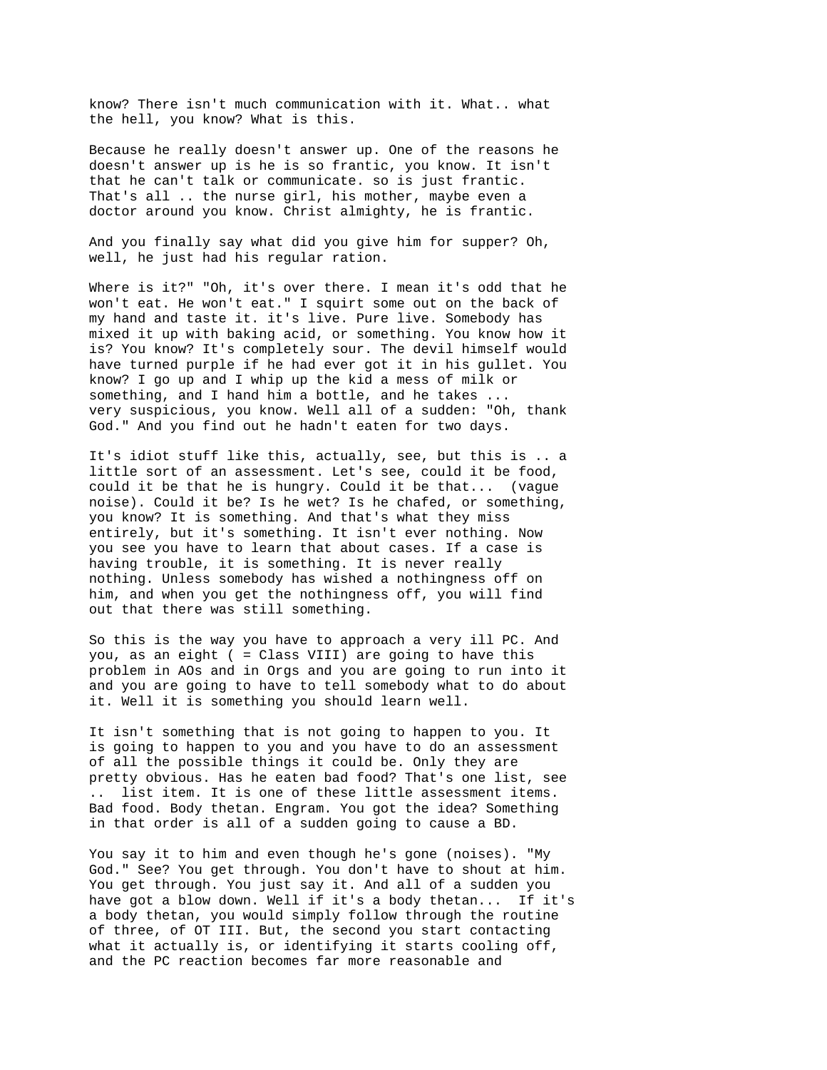know? There isn't much communication with it. What.. what the hell, you know? What is this.

Because he really doesn't answer up. One of the reasons he doesn't answer up is he is so frantic, you know. It isn't that he can't talk or communicate. so is just frantic. That's all .. the nurse girl, his mother, maybe even a doctor around you know. Christ almighty, he is frantic.

And you finally say what did you give him for supper? Oh, well, he just had his regular ration.

Where is it?" "Oh, it's over there. I mean it's odd that he won't eat. He won't eat." I squirt some out on the back of my hand and taste it. it's live. Pure live. Somebody has mixed it up with baking acid, or something. You know how it is? You know? It's completely sour. The devil himself would have turned purple if he had ever got it in his gullet. You know? I go up and I whip up the kid a mess of milk or something, and I hand him a bottle, and he takes ... very suspicious, you know. Well all of a sudden: "Oh, thank God." And you find out he hadn't eaten for two days.

It's idiot stuff like this, actually, see, but this is .. a little sort of an assessment. Let's see, could it be food, could it be that he is hungry. Could it be that... (vague noise). Could it be? Is he wet? Is he chafed, or something, you know? It is something. And that's what they miss entirely, but it's something. It isn't ever nothing. Now you see you have to learn that about cases. If a case is having trouble, it is something. It is never really nothing. Unless somebody has wished a nothingness off on him, and when you get the nothingness off, you will find out that there was still something.

So this is the way you have to approach a very ill PC. And you, as an eight ( = Class VIII) are going to have this problem in AOs and in Orgs and you are going to run into it and you are going to have to tell somebody what to do about it. Well it is something you should learn well.

It isn't something that is not going to happen to you. It is going to happen to you and you have to do an assessment of all the possible things it could be. Only they are pretty obvious. Has he eaten bad food? That's one list, see .. list item. It is one of these little assessment items. Bad food. Body thetan. Engram. You got the idea? Something in that order is all of a sudden going to cause a BD.

You say it to him and even though he's gone (noises). "My God." See? You get through. You don't have to shout at him. You get through. You just say it. And all of a sudden you have got a blow down. Well if it's a body thetan... If it's a body thetan, you would simply follow through the routine of three, of OT III. But, the second you start contacting what it actually is, or identifying it starts cooling off, and the PC reaction becomes far more reasonable and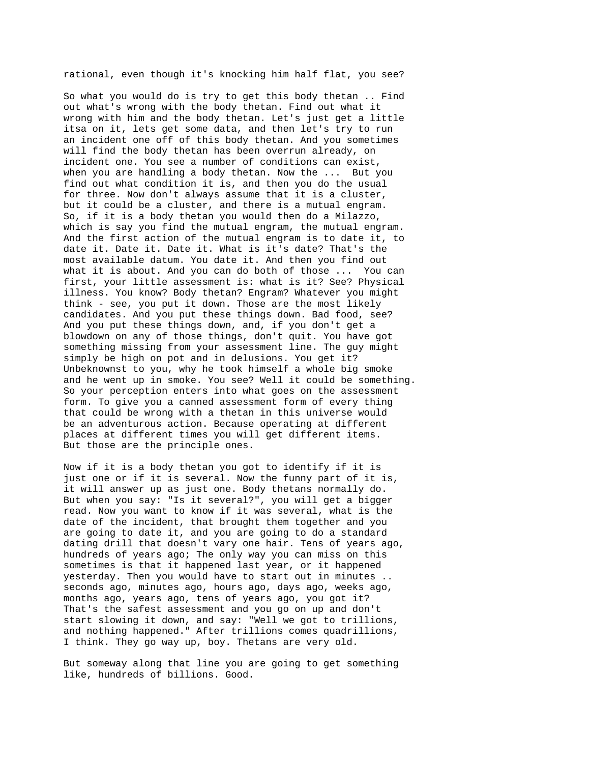rational, even though it's knocking him half flat, you see?

So what you would do is try to get this body thetan .. Find out what's wrong with the body thetan. Find out what it wrong with him and the body thetan. Let's just get a little itsa on it, lets get some data, and then let's try to run an incident one off of this body thetan. And you sometimes will find the body thetan has been overrun already, on incident one. You see a number of conditions can exist, when you are handling a body thetan. Now the ... But you find out what condition it is, and then you do the usual for three. Now don't always assume that it is a cluster, but it could be a cluster, and there is a mutual engram. So, if it is a body thetan you would then do a Milazzo, which is say you find the mutual engram, the mutual engram. And the first action of the mutual engram is to date it, to date it. Date it. Date it. What is it's date? That's the most available datum. You date it. And then you find out what it is about. And you can do both of those ... You can first, your little assessment is: what is it? See? Physical illness. You know? Body thetan? Engram? Whatever you might think - see, you put it down. Those are the most likely candidates. And you put these things down. Bad food, see? And you put these things down, and, if you don't get a blowdown on any of those things, don't quit. You have got something missing from your assessment line. The guy might simply be high on pot and in delusions. You get it? Unbeknownst to you, why he took himself a whole big smoke and he went up in smoke. You see? Well it could be something. So your perception enters into what goes on the assessment form. To give you a canned assessment form of every thing that could be wrong with a thetan in this universe would be an adventurous action. Because operating at different places at different times you will get different items. But those are the principle ones.

Now if it is a body thetan you got to identify if it is just one or if it is several. Now the funny part of it is, it will answer up as just one. Body thetans normally do. But when you say: "Is it several?", you will get a bigger read. Now you want to know if it was several, what is the date of the incident, that brought them together and you are going to date it, and you are going to do a standard dating drill that doesn't vary one hair. Tens of years ago, hundreds of years ago; The only way you can miss on this sometimes is that it happened last year, or it happened yesterday. Then you would have to start out in minutes .. seconds ago, minutes ago, hours ago, days ago, weeks ago, months ago, years ago, tens of years ago, you got it? That's the safest assessment and you go on up and don't start slowing it down, and say: "Well we got to trillions, and nothing happened." After trillions comes quadrillions, I think. They go way up, boy. Thetans are very old.

But someway along that line you are going to get something like, hundreds of billions. Good.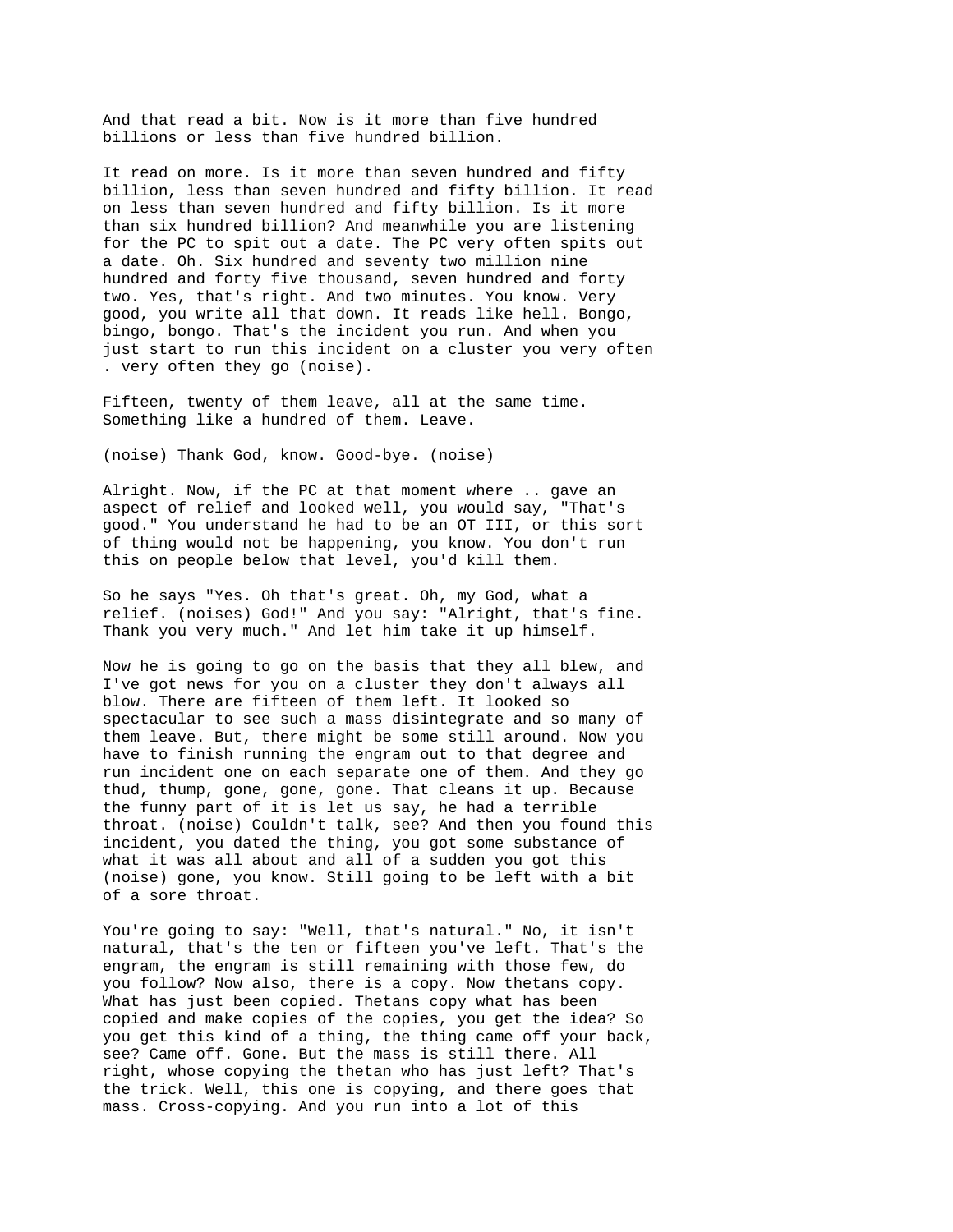And that read a bit. Now is it more than five hundred billions or less than five hundred billion.

It read on more. Is it more than seven hundred and fifty billion, less than seven hundred and fifty billion. It read on less than seven hundred and fifty billion. Is it more than six hundred billion? And meanwhile you are listening for the PC to spit out a date. The PC very often spits out a date. Oh. Six hundred and seventy two million nine hundred and forty five thousand, seven hundred and forty two. Yes, that's right. And two minutes. You know. Very good, you write all that down. It reads like hell. Bongo, bingo, bongo. That's the incident you run. And when you just start to run this incident on a cluster you very often . very often they go (noise).

Fifteen, twenty of them leave, all at the same time. Something like a hundred of them. Leave.

(noise) Thank God, know. Good-bye. (noise)

Alright. Now, if the PC at that moment where .. gave an aspect of relief and looked well, you would say, "That's good." You understand he had to be an OT III, or this sort of thing would not be happening, you know. You don't run this on people below that level, you'd kill them.

So he says "Yes. Oh that's great. Oh, my God, what a relief. (noises) God!" And you say: "Alright, that's fine. Thank you very much." And let him take it up himself.

Now he is going to go on the basis that they all blew, and I've got news for you on a cluster they don't always all blow. There are fifteen of them left. It looked so spectacular to see such a mass disintegrate and so many of them leave. But, there might be some still around. Now you have to finish running the engram out to that degree and run incident one on each separate one of them. And they go thud, thump, gone, gone, gone. That cleans it up. Because the funny part of it is let us say, he had a terrible throat. (noise) Couldn't talk, see? And then you found this incident, you dated the thing, you got some substance of what it was all about and all of a sudden you got this (noise) gone, you know. Still going to be left with a bit of a sore throat.

You're going to say: "Well, that's natural." No, it isn't natural, that's the ten or fifteen you've left. That's the engram, the engram is still remaining with those few, do you follow? Now also, there is a copy. Now thetans copy. What has just been copied. Thetans copy what has been copied and make copies of the copies, you get the idea? So you get this kind of a thing, the thing came off your back, see? Came off. Gone. But the mass is still there. All right, whose copying the thetan who has just left? That's the trick. Well, this one is copying, and there goes that mass. Cross-copying. And you run into a lot of this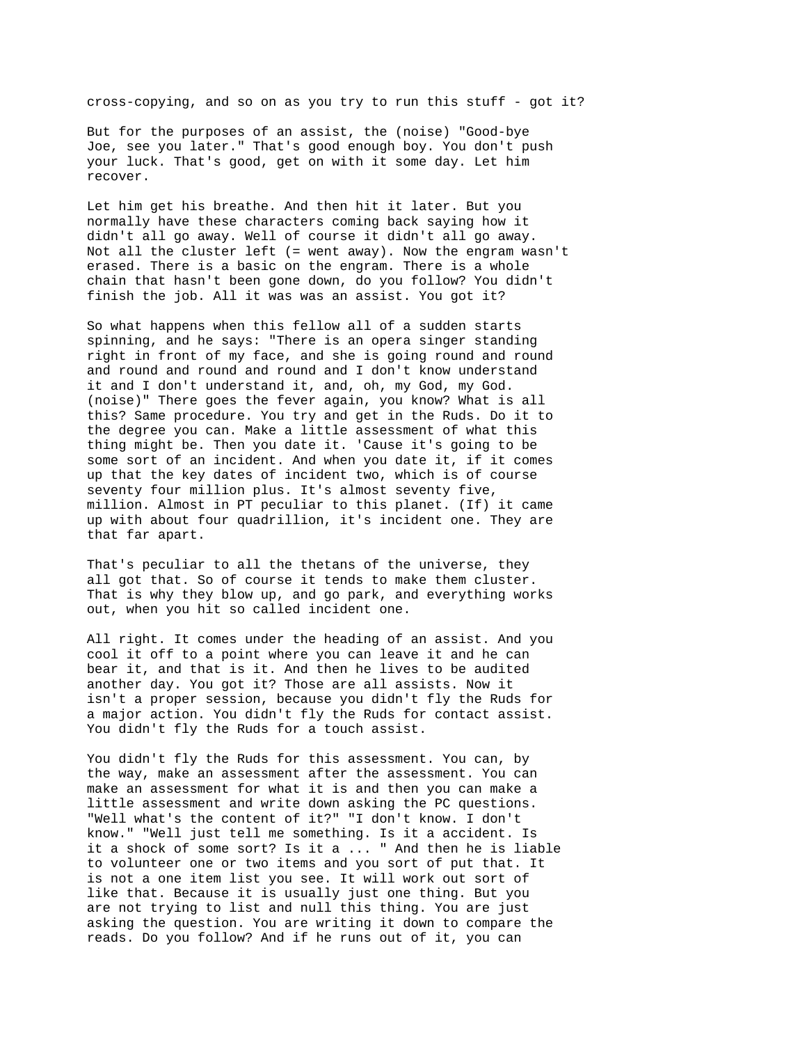cross-copying, and so on as you try to run this stuff - got it?

But for the purposes of an assist, the (noise) "Good-bye Joe, see you later." That's good enough boy. You don't push your luck. That's good, get on with it some day. Let him recover.

Let him get his breathe. And then hit it later. But you normally have these characters coming back saying how it didn't all go away. Well of course it didn't all go away. Not all the cluster left (= went away). Now the engram wasn't erased. There is a basic on the engram. There is a whole chain that hasn't been gone down, do you follow? You didn't finish the job. All it was was an assist. You got it?

So what happens when this fellow all of a sudden starts spinning, and he says: "There is an opera singer standing right in front of my face, and she is going round and round and round and round and round and I don't know understand it and I don't understand it, and, oh, my God, my God. (noise)" There goes the fever again, you know? What is all this? Same procedure. You try and get in the Ruds. Do it to the degree you can. Make a little assessment of what this thing might be. Then you date it. 'Cause it's going to be some sort of an incident. And when you date it, if it comes up that the key dates of incident two, which is of course seventy four million plus. It's almost seventy five, million. Almost in PT peculiar to this planet. (If) it came up with about four quadrillion, it's incident one. They are that far apart.

That's peculiar to all the thetans of the universe, they all got that. So of course it tends to make them cluster. That is why they blow up, and go park, and everything works out, when you hit so called incident one.

All right. It comes under the heading of an assist. And you cool it off to a point where you can leave it and he can bear it, and that is it. And then he lives to be audited another day. You got it? Those are all assists. Now it isn't a proper session, because you didn't fly the Ruds for a major action. You didn't fly the Ruds for contact assist. You didn't fly the Ruds for a touch assist.

You didn't fly the Ruds for this assessment. You can, by the way, make an assessment after the assessment. You can make an assessment for what it is and then you can make a little assessment and write down asking the PC questions. "Well what's the content of it?" "I don't know. I don't know." "Well just tell me something. Is it a accident. Is it a shock of some sort? Is it a ... " And then he is liable to volunteer one or two items and you sort of put that. It is not a one item list you see. It will work out sort of like that. Because it is usually just one thing. But you are not trying to list and null this thing. You are just asking the question. You are writing it down to compare the reads. Do you follow? And if he runs out of it, you can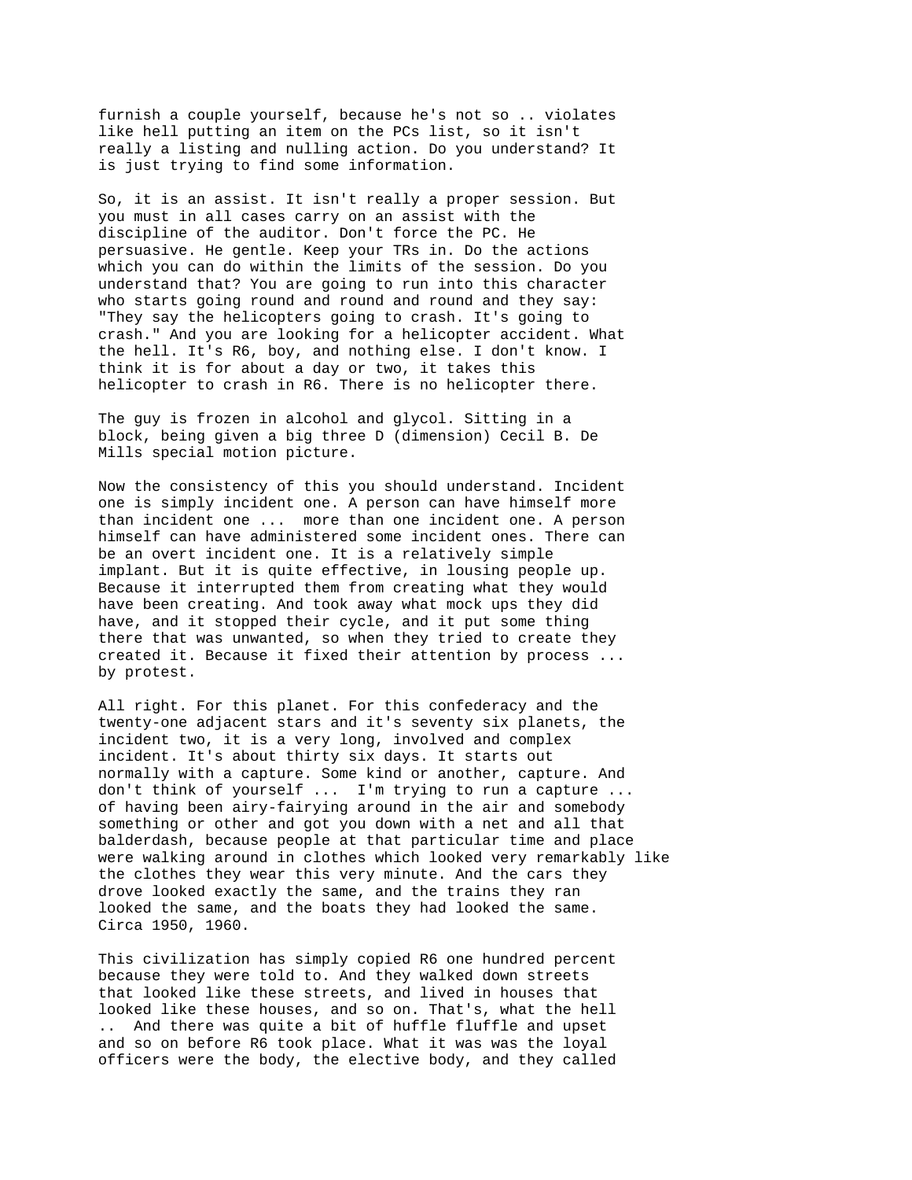furnish a couple yourself, because he's not so .. violates like hell putting an item on the PCs list, so it isn't really a listing and nulling action. Do you understand? It is just trying to find some information.

So, it is an assist. It isn't really a proper session. But you must in all cases carry on an assist with the discipline of the auditor. Don't force the PC. He persuasive. He gentle. Keep your TRs in. Do the actions which you can do within the limits of the session. Do you understand that? You are going to run into this character who starts going round and round and round and they say: "They say the helicopters going to crash. It's going to crash." And you are looking for a helicopter accident. What the hell. It's R6, boy, and nothing else. I don't know. I think it is for about a day or two, it takes this helicopter to crash in R6. There is no helicopter there.

The guy is frozen in alcohol and glycol. Sitting in a block, being given a big three D (dimension) Cecil B. De Mills special motion picture.

Now the consistency of this you should understand. Incident one is simply incident one. A person can have himself more than incident one ... more than one incident one. A person himself can have administered some incident ones. There can be an overt incident one. It is a relatively simple implant. But it is quite effective, in lousing people up. Because it interrupted them from creating what they would have been creating. And took away what mock ups they did have, and it stopped their cycle, and it put some thing there that was unwanted, so when they tried to create they created it. Because it fixed their attention by process ... by protest.

All right. For this planet. For this confederacy and the twenty-one adjacent stars and it's seventy six planets, the incident two, it is a very long, involved and complex incident. It's about thirty six days. It starts out normally with a capture. Some kind or another, capture. And don't think of yourself ... I'm trying to run a capture ... of having been airy-fairying around in the air and somebody something or other and got you down with a net and all that balderdash, because people at that particular time and place were walking around in clothes which looked very remarkably like the clothes they wear this very minute. And the cars they drove looked exactly the same, and the trains they ran looked the same, and the boats they had looked the same. Circa 1950, 1960.

This civilization has simply copied R6 one hundred percent because they were told to. And they walked down streets that looked like these streets, and lived in houses that looked like these houses, and so on. That's, what the hell .. And there was quite a bit of huffle fluffle and upset and so on before R6 took place. What it was was the loyal officers were the body, the elective body, and they called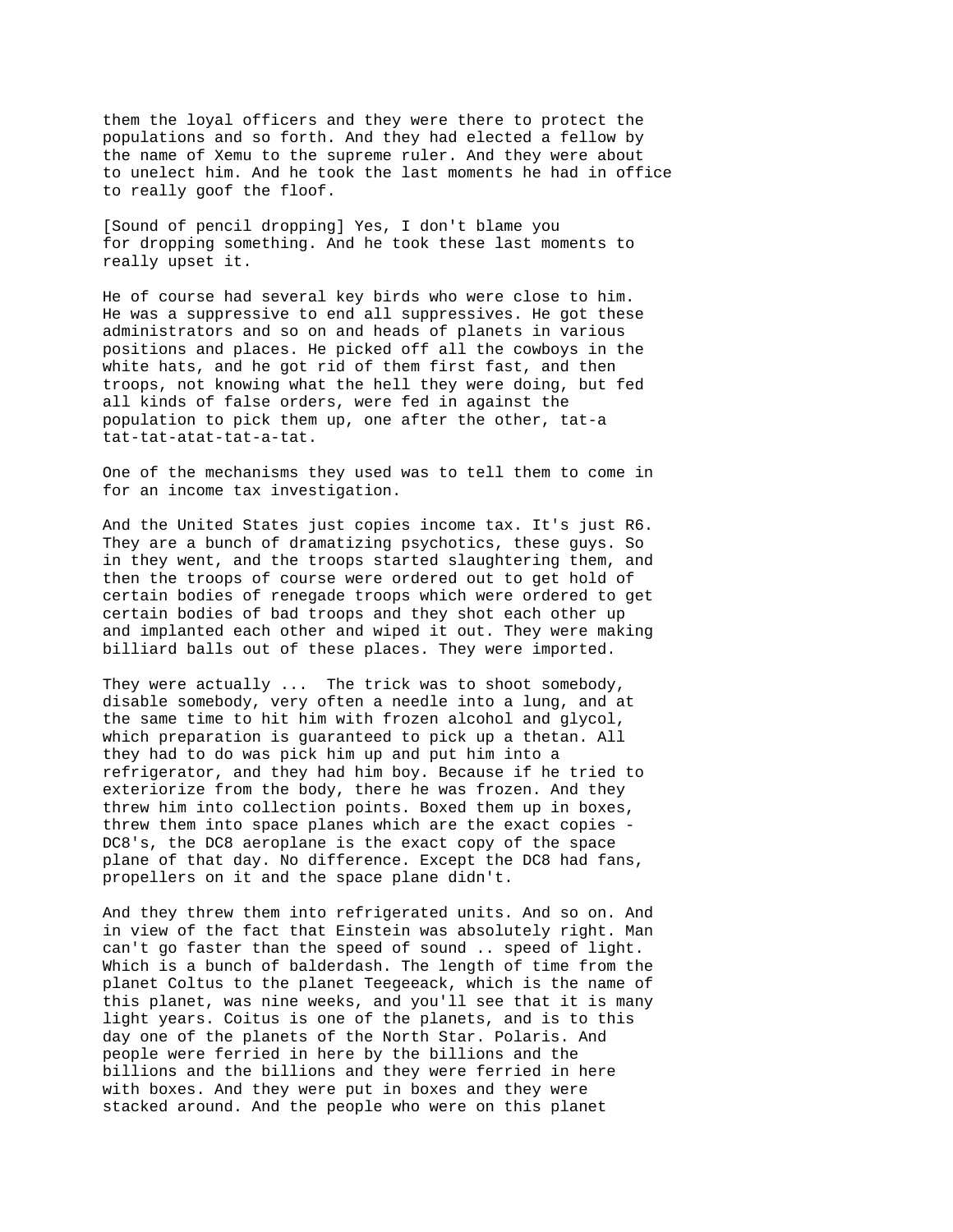them the loyal officers and they were there to protect the populations and so forth. And they had elected a fellow by the name of Xemu to the supreme ruler. And they were about to unelect him. And he took the last moments he had in office to really goof the floof.

[Sound of pencil dropping] Yes, I don't blame you for dropping something. And he took these last moments to really upset it.

He of course had several key birds who were close to him. He was a suppressive to end all suppressives. He got these administrators and so on and heads of planets in various positions and places. He picked off all the cowboys in the white hats, and he got rid of them first fast, and then troops, not knowing what the hell they were doing, but fed all kinds of false orders, were fed in against the population to pick them up, one after the other, tat-a tat-tat-atat-tat-a-tat.

One of the mechanisms they used was to tell them to come in for an income tax investigation.

And the United States just copies income tax. It's just R6. They are a bunch of dramatizing psychotics, these guys. So in they went, and the troops started slaughtering them, and then the troops of course were ordered out to get hold of certain bodies of renegade troops which were ordered to get certain bodies of bad troops and they shot each other up and implanted each other and wiped it out. They were making billiard balls out of these places. They were imported.

They were actually ... The trick was to shoot somebody, disable somebody, very often a needle into a lung, and at the same time to hit him with frozen alcohol and glycol, which preparation is guaranteed to pick up a thetan. All they had to do was pick him up and put him into a refrigerator, and they had him boy. Because if he tried to exteriorize from the body, there he was frozen. And they threw him into collection points. Boxed them up in boxes, threw them into space planes which are the exact copies - DC8's, the DC8 aeroplane is the exact copy of the space plane of that day. No difference. Except the DC8 had fans, propellers on it and the space plane didn't.

And they threw them into refrigerated units. And so on. And in view of the fact that Einstein was absolutely right. Man can't go faster than the speed of sound .. speed of light. Which is a bunch of balderdash. The length of time from the planet Coltus to the planet Teegeeack, which is the name of this planet, was nine weeks, and you'll see that it is many light years. Coitus is one of the planets, and is to this day one of the planets of the North Star. Polaris. And people were ferried in here by the billions and the billions and the billions and they were ferried in here with boxes. And they were put in boxes and they were stacked around. And the people who were on this planet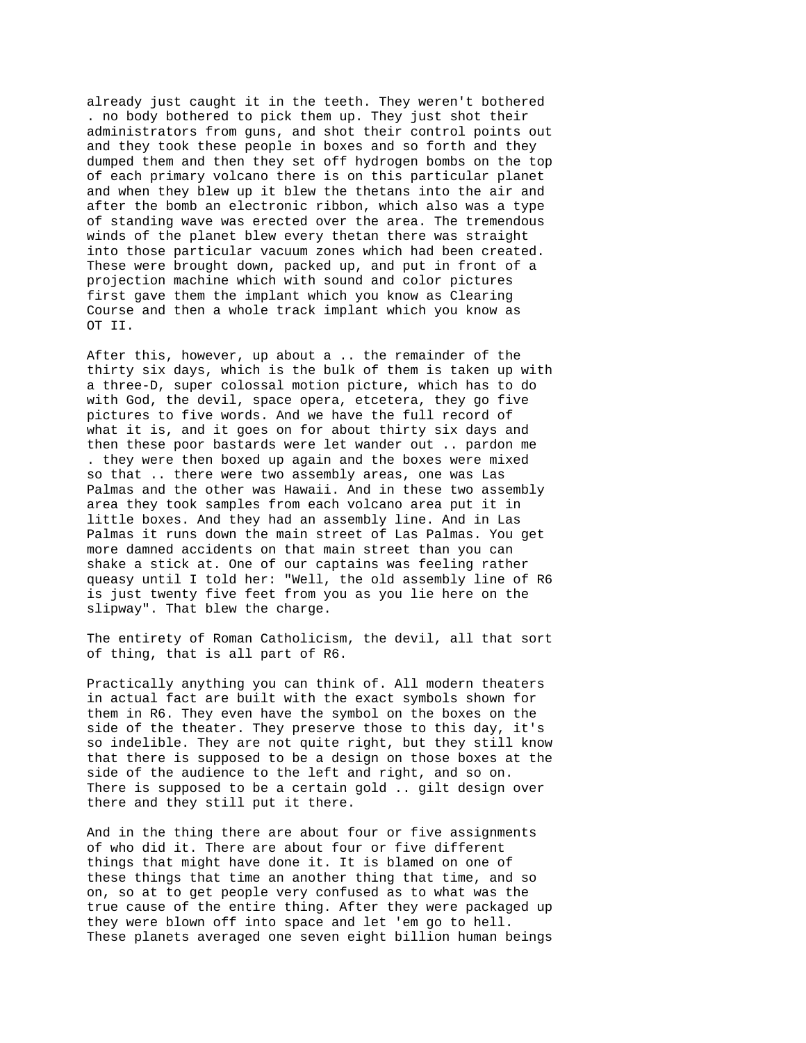already just caught it in the teeth. They weren't bothered . no body bothered to pick them up. They just shot their administrators from guns, and shot their control points out and they took these people in boxes and so forth and they dumped them and then they set off hydrogen bombs on the top of each primary volcano there is on this particular planet and when they blew up it blew the thetans into the air and after the bomb an electronic ribbon, which also was a type of standing wave was erected over the area. The tremendous winds of the planet blew every thetan there was straight into those particular vacuum zones which had been created. These were brought down, packed up, and put in front of a projection machine which with sound and color pictures first gave them the implant which you know as Clearing Course and then a whole track implant which you know as OT II.

After this, however, up about a .. the remainder of the thirty six days, which is the bulk of them is taken up with a three-D, super colossal motion picture, which has to do with God, the devil, space opera, etcetera, they go five pictures to five words. And we have the full record of what it is, and it goes on for about thirty six days and then these poor bastards were let wander out .. pardon me . they were then boxed up again and the boxes were mixed so that .. there were two assembly areas, one was Las Palmas and the other was Hawaii. And in these two assembly area they took samples from each volcano area put it in little boxes. And they had an assembly line. And in Las Palmas it runs down the main street of Las Palmas. You get more damned accidents on that main street than you can shake a stick at. One of our captains was feeling rather queasy until I told her: "Well, the old assembly line of R6 is just twenty five feet from you as you lie here on the slipway". That blew the charge.

The entirety of Roman Catholicism, the devil, all that sort of thing, that is all part of R6.

Practically anything you can think of. All modern theaters in actual fact are built with the exact symbols shown for them in R6. They even have the symbol on the boxes on the side of the theater. They preserve those to this day, it's so indelible. They are not quite right, but they still know that there is supposed to be a design on those boxes at the side of the audience to the left and right, and so on. There is supposed to be a certain gold .. gilt design over there and they still put it there.

And in the thing there are about four or five assignments of who did it. There are about four or five different things that might have done it. It is blamed on one of these things that time an another thing that time, and so on, so at to get people very confused as to what was the true cause of the entire thing. After they were packaged up they were blown off into space and let 'em go to hell. These planets averaged one seven eight billion human beings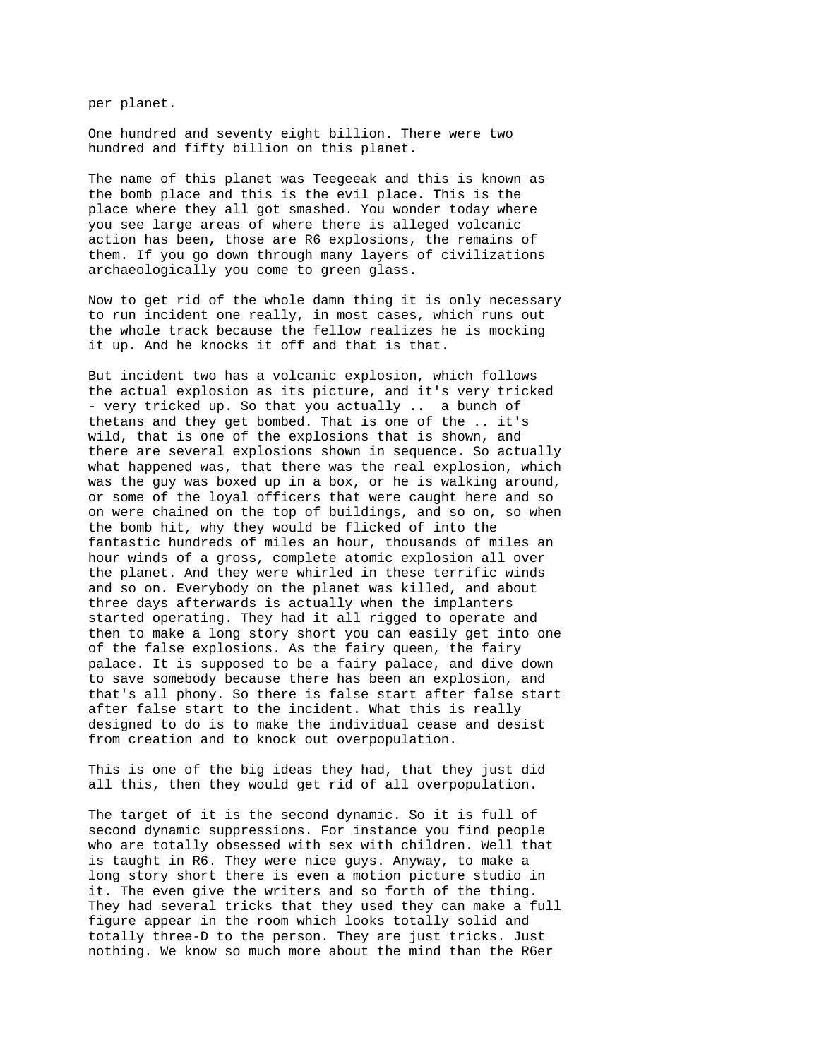per planet.

One hundred and seventy eight billion. There were two hundred and fifty billion on this planet.

The name of this planet was Teegeeak and this is known as the bomb place and this is the evil place. This is the place where they all got smashed. You wonder today where you see large areas of where there is alleged volcanic action has been, those are R6 explosions, the remains of them. If you go down through many layers of civilizations archaeologically you come to green glass.

Now to get rid of the whole damn thing it is only necessary to run incident one really, in most cases, which runs out the whole track because the fellow realizes he is mocking it up. And he knocks it off and that is that.

But incident two has a volcanic explosion, which follows the actual explosion as its picture, and it's very tricked - very tricked up. So that you actually .. a bunch of thetans and they get bombed. That is one of the .. it's wild, that is one of the explosions that is shown, and there are several explosions shown in sequence. So actually what happened was, that there was the real explosion, which was the guy was boxed up in a box, or he is walking around, or some of the loyal officers that were caught here and so on were chained on the top of buildings, and so on, so when the bomb hit, why they would be flicked of into the fantastic hundreds of miles an hour, thousands of miles an hour winds of a gross, complete atomic explosion all over the planet. And they were whirled in these terrific winds and so on. Everybody on the planet was killed, and about three days afterwards is actually when the implanters started operating. They had it all rigged to operate and then to make a long story short you can easily get into one of the false explosions. As the fairy queen, the fairy palace. It is supposed to be a fairy palace, and dive down to save somebody because there has been an explosion, and that's all phony. So there is false start after false start after false start to the incident. What this is really designed to do is to make the individual cease and desist from creation and to knock out overpopulation.

This is one of the big ideas they had, that they just did all this, then they would get rid of all overpopulation.

The target of it is the second dynamic. So it is full of second dynamic suppressions. For instance you find people who are totally obsessed with sex with children. Well that is taught in R6. They were nice guys. Anyway, to make a long story short there is even a motion picture studio in it. The even give the writers and so forth of the thing. They had several tricks that they used they can make a full figure appear in the room which looks totally solid and totally three-D to the person. They are just tricks. Just nothing. We know so much more about the mind than the R6er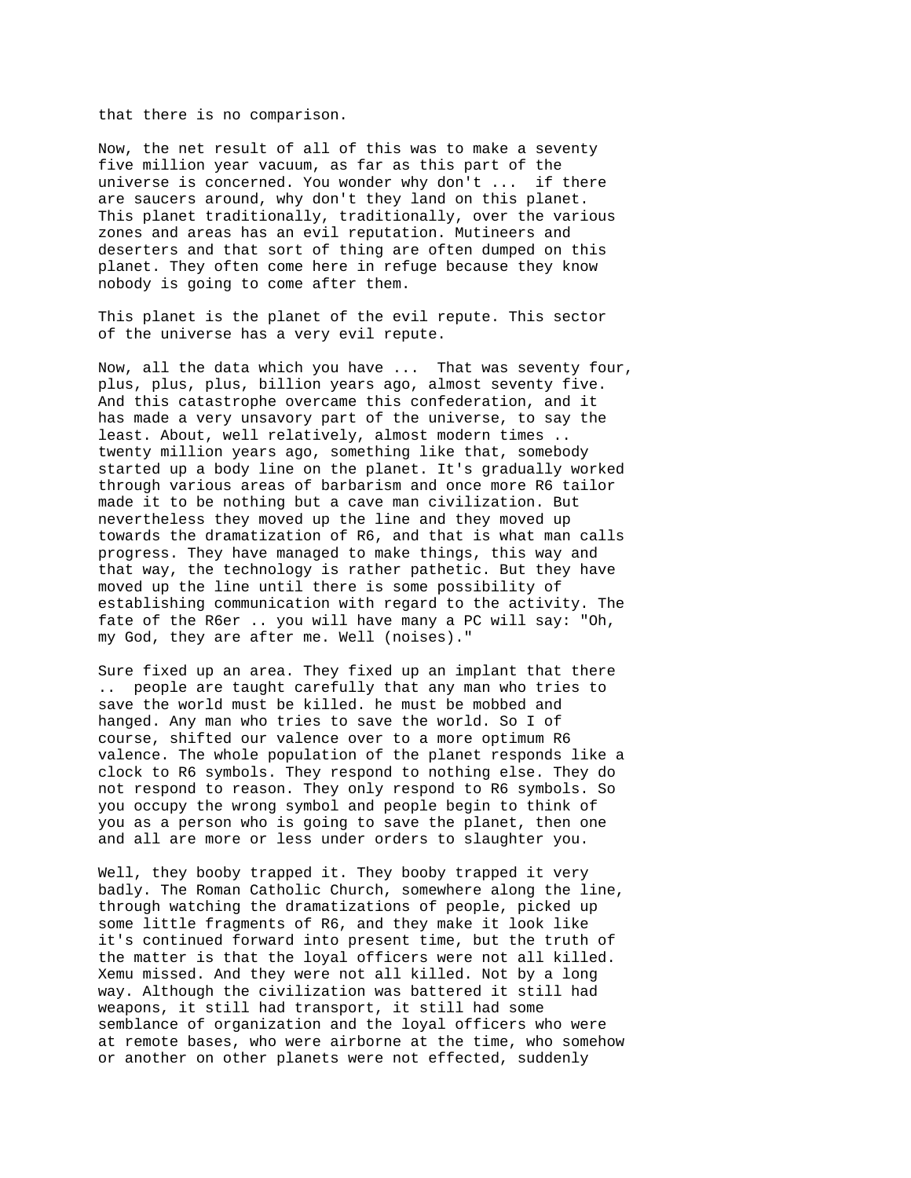that there is no comparison.

Now, the net result of all of this was to make a seventy five million year vacuum, as far as this part of the universe is concerned. You wonder why don't ... if there are saucers around, why don't they land on this planet. This planet traditionally, traditionally, over the various zones and areas has an evil reputation. Mutineers and deserters and that sort of thing are often dumped on this planet. They often come here in refuge because they know nobody is going to come after them.

This planet is the planet of the evil repute. This sector of the universe has a very evil repute.

Now, all the data which you have ... That was seventy four, plus, plus, plus, billion years ago, almost seventy five. And this catastrophe overcame this confederation, and it has made a very unsavory part of the universe, to say the least. About, well relatively, almost modern times .. twenty million years ago, something like that, somebody started up a body line on the planet. It's gradually worked through various areas of barbarism and once more R6 tailor made it to be nothing but a cave man civilization. But nevertheless they moved up the line and they moved up towards the dramatization of R6, and that is what man calls progress. They have managed to make things, this way and that way, the technology is rather pathetic. But they have moved up the line until there is some possibility of establishing communication with regard to the activity. The fate of the R6er .. you will have many a PC will say: "Oh, my God, they are after me. Well (noises)."

Sure fixed up an area. They fixed up an implant that there .. people are taught carefully that any man who tries to save the world must be killed. he must be mobbed and hanged. Any man who tries to save the world. So I of course, shifted our valence over to a more optimum R6 valence. The whole population of the planet responds like a clock to R6 symbols. They respond to nothing else. They do not respond to reason. They only respond to R6 symbols. So you occupy the wrong symbol and people begin to think of you as a person who is going to save the planet, then one and all are more or less under orders to slaughter you.

Well, they booby trapped it. They booby trapped it very badly. The Roman Catholic Church, somewhere along the line, through watching the dramatizations of people, picked up some little fragments of R6, and they make it look like it's continued forward into present time, but the truth of the matter is that the loyal officers were not all killed. Xemu missed. And they were not all killed. Not by a long way. Although the civilization was battered it still had weapons, it still had transport, it still had some semblance of organization and the loyal officers who were at remote bases, who were airborne at the time, who somehow or another on other planets were not effected, suddenly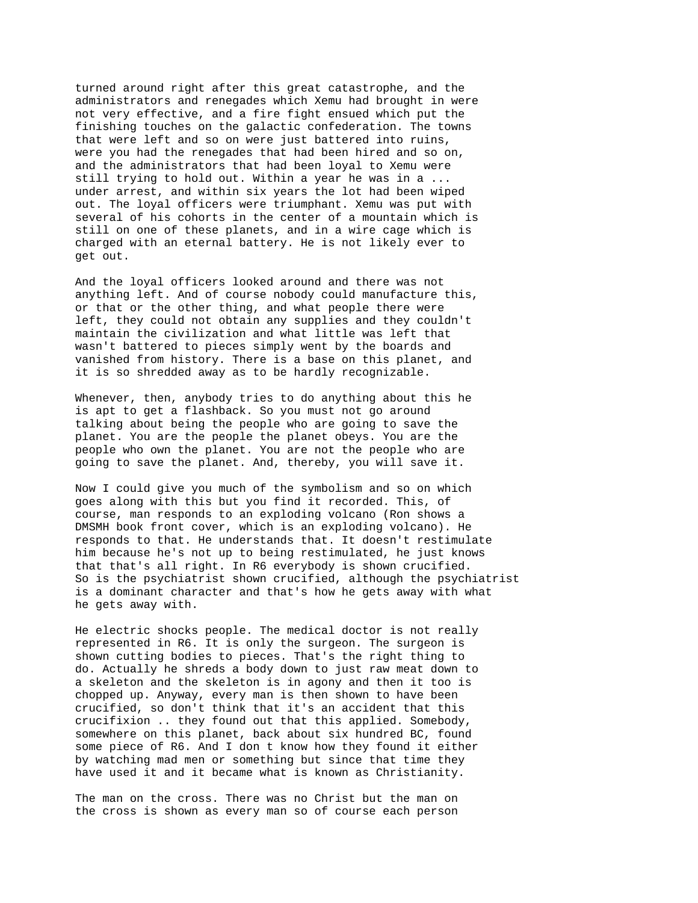turned around right after this great catastrophe, and the administrators and renegades which Xemu had brought in were not very effective, and a fire fight ensued which put the finishing touches on the galactic confederation. The towns that were left and so on were just battered into ruins, were you had the renegades that had been hired and so on, and the administrators that had been loyal to Xemu were still trying to hold out. Within a year he was in a ... under arrest, and within six years the lot had been wiped out. The loyal officers were triumphant. Xemu was put with several of his cohorts in the center of a mountain which is still on one of these planets, and in a wire cage which is charged with an eternal battery. He is not likely ever to get out.

And the loyal officers looked around and there was not anything left. And of course nobody could manufacture this, or that or the other thing, and what people there were left, they could not obtain any supplies and they couldn't maintain the civilization and what little was left that wasn't battered to pieces simply went by the boards and vanished from history. There is a base on this planet, and it is so shredded away as to be hardly recognizable.

Whenever, then, anybody tries to do anything about this he is apt to get a flashback. So you must not go around talking about being the people who are going to save the planet. You are the people the planet obeys. You are the people who own the planet. You are not the people who are going to save the planet. And, thereby, you will save it.

Now I could give you much of the symbolism and so on which goes along with this but you find it recorded. This, of course, man responds to an exploding volcano (Ron shows a DMSMH book front cover, which is an exploding volcano). He responds to that. He understands that. It doesn't restimulate him because he's not up to being restimulated, he just knows that that's all right. In R6 everybody is shown crucified. So is the psychiatrist shown crucified, although the psychiatrist is a dominant character and that's how he gets away with what he gets away with.

He electric shocks people. The medical doctor is not really represented in R6. It is only the surgeon. The surgeon is shown cutting bodies to pieces. That's the right thing to do. Actually he shreds a body down to just raw meat down to a skeleton and the skeleton is in agony and then it too is chopped up. Anyway, every man is then shown to have been crucified, so don't think that it's an accident that this crucifixion .. they found out that this applied. Somebody, somewhere on this planet, back about six hundred BC, found some piece of R6. And I don t know how they found it either by watching mad men or something but since that time they have used it and it became what is known as Christianity.

The man on the cross. There was no Christ but the man on the cross is shown as every man so of course each person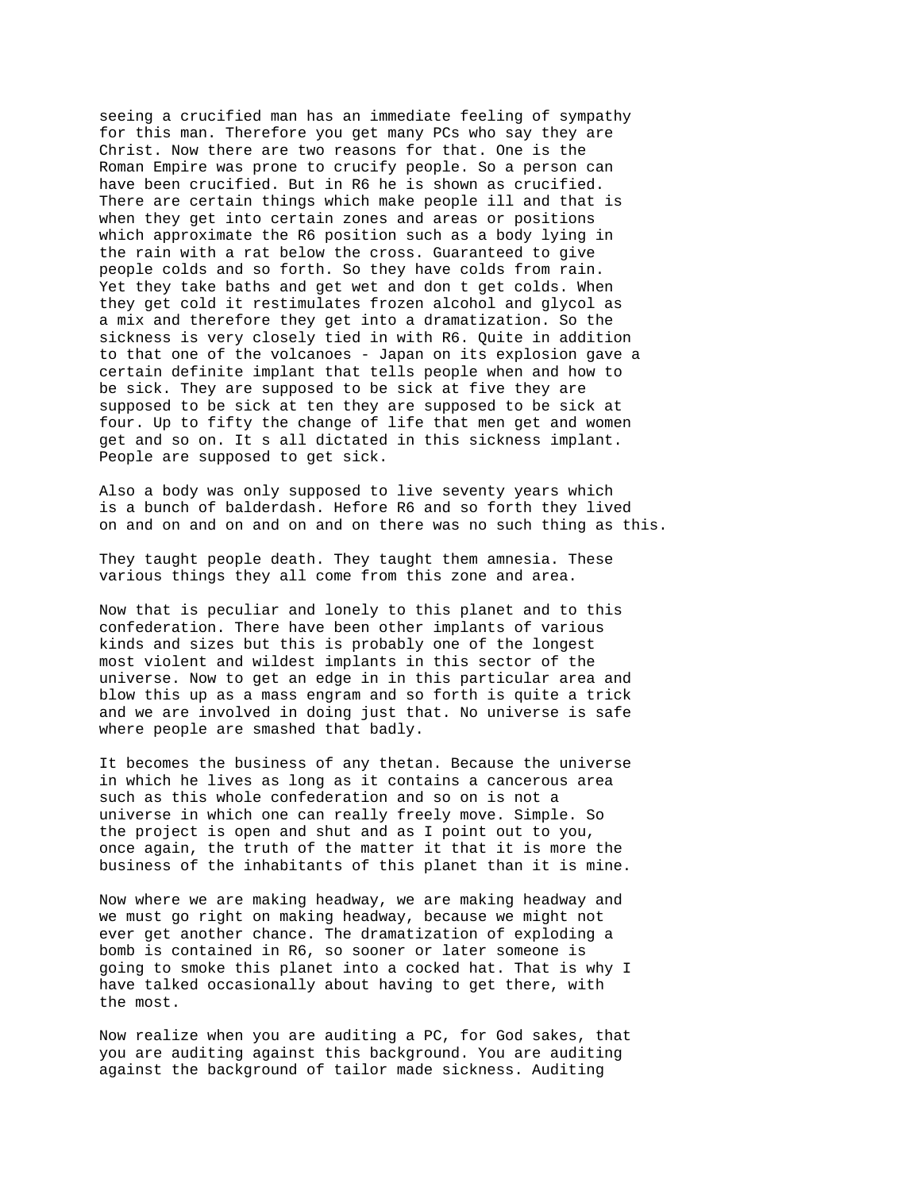seeing a crucified man has an immediate feeling of sympathy for this man. Therefore you get many PCs who say they are Christ. Now there are two reasons for that. One is the Roman Empire was prone to crucify people. So a person can have been crucified. But in R6 he is shown as crucified. There are certain things which make people ill and that is when they get into certain zones and areas or positions which approximate the R6 position such as a body lying in the rain with a rat below the cross. Guaranteed to give people colds and so forth. So they have colds from rain. Yet they take baths and get wet and don t get colds. When they get cold it restimulates frozen alcohol and glycol as a mix and therefore they get into a dramatization. So the sickness is very closely tied in with R6. Quite in addition to that one of the volcanoes - Japan on its explosion gave a certain definite implant that tells people when and how to be sick. They are supposed to be sick at five they are supposed to be sick at ten they are supposed to be sick at four. Up to fifty the change of life that men get and women get and so on. It s all dictated in this sickness implant. People are supposed to get sick.

Also a body was only supposed to live seventy years which is a bunch of balderdash. Hefore R6 and so forth they lived on and on and on and on and on and on there was no such thing as this.

They taught people death. They taught them amnesia. These various things they all come from this zone and area.

Now that is peculiar and lonely to this planet and to this confederation. There have been other implants of various kinds and sizes but this is probably one of the longest most violent and wildest implants in this sector of the universe. Now to get an edge in in this particular area and blow this up as a mass engram and so forth is quite a trick and we are involved in doing just that. No universe is safe where people are smashed that badly.

It becomes the business of any thetan. Because the universe in which he lives as long as it contains a cancerous area such as this whole confederation and so on is not a universe in which one can really freely move. Simple. So the project is open and shut and as I point out to you, once again, the truth of the matter it that it is more the business of the inhabitants of this planet than it is mine.

Now where we are making headway, we are making headway and we must go right on making headway, because we might not ever get another chance. The dramatization of exploding a bomb is contained in R6, so sooner or later someone is going to smoke this planet into a cocked hat. That is why I have talked occasionally about having to get there, with the most.

Now realize when you are auditing a PC, for God sakes, that you are auditing against this background. You are auditing against the background of tailor made sickness. Auditing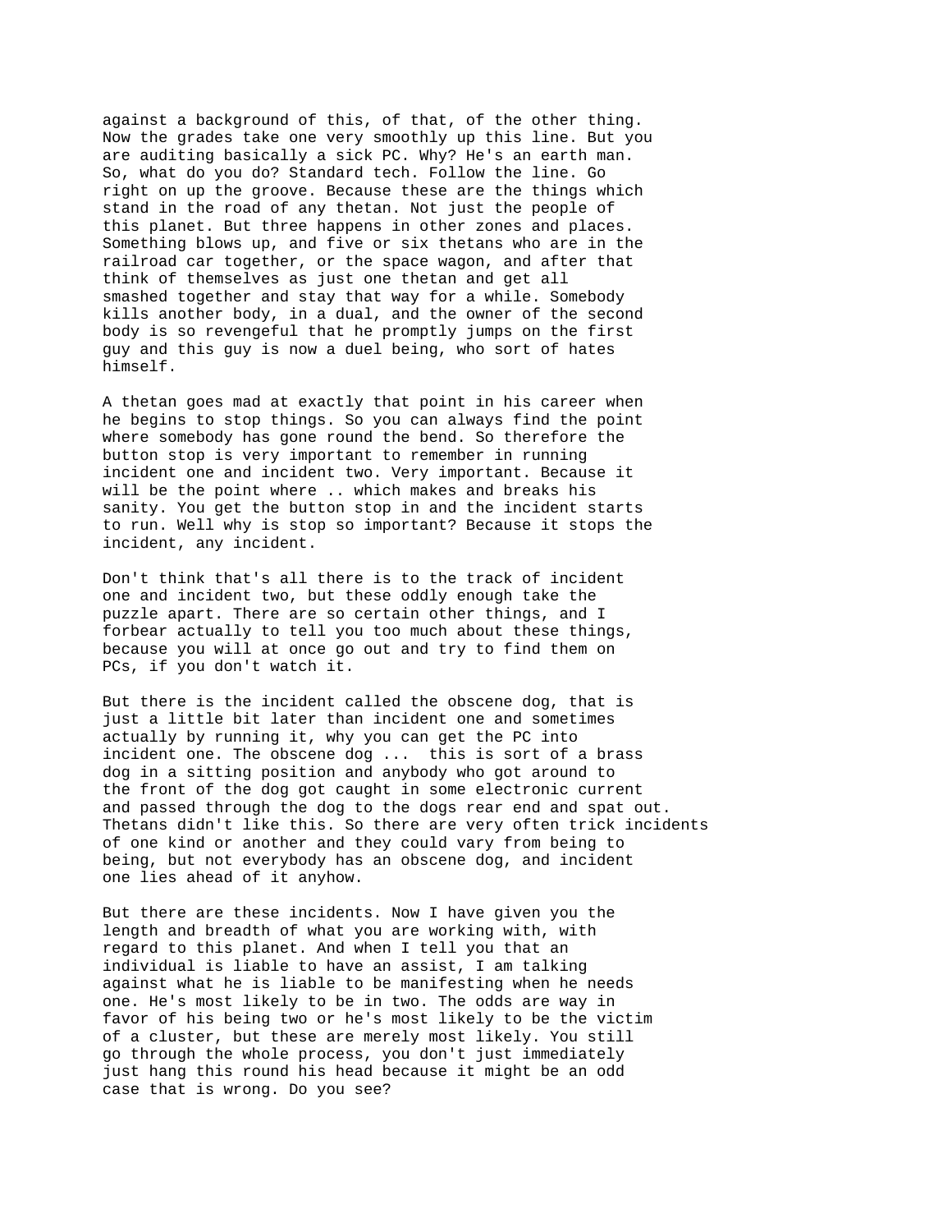against a background of this, of that, of the other thing. Now the grades take one very smoothly up this line. But you are auditing basically a sick PC. Why? He's an earth man. So, what do you do? Standard tech. Follow the line. Go right on up the groove. Because these are the things which stand in the road of any thetan. Not just the people of this planet. But three happens in other zones and places. Something blows up, and five or six thetans who are in the railroad car together, or the space wagon, and after that think of themselves as just one thetan and get all smashed together and stay that way for a while. Somebody kills another body, in a dual, and the owner of the second body is so revengeful that he promptly jumps on the first guy and this guy is now a duel being, who sort of hates himself.

A thetan goes mad at exactly that point in his career when he begins to stop things. So you can always find the point where somebody has gone round the bend. So therefore the button stop is very important to remember in running incident one and incident two. Very important. Because it will be the point where .. which makes and breaks his sanity. You get the button stop in and the incident starts to run. Well why is stop so important? Because it stops the incident, any incident.

Don't think that's all there is to the track of incident one and incident two, but these oddly enough take the puzzle apart. There are so certain other things, and I forbear actually to tell you too much about these things, because you will at once go out and try to find them on PCs, if you don't watch it.

But there is the incident called the obscene dog, that is just a little bit later than incident one and sometimes actually by running it, why you can get the PC into incident one. The obscene dog ...  this is sort of a brass dog in a sitting position and anybody who got around to the front of the dog got caught in some electronic current and passed through the dog to the dogs rear end and spat out. Thetans didn't like this. So there are very often trick incidents of one kind or another and they could vary from being to being, but not everybody has an obscene dog, and incident one lies ahead of it anyhow.

But there are these incidents. Now I have given you the length and breadth of what you are working with, with regard to this planet. And when I tell you that an individual is liable to have an assist, I am talking against what he is liable to be manifesting when he needs one. He's most likely to be in two. The odds are way in favor of his being two or he's most likely to be the victim of a cluster, but these are merely most likely. You still go through the whole process, you don't just immediately just hang this round his head because it might be an odd case that is wrong. Do you see?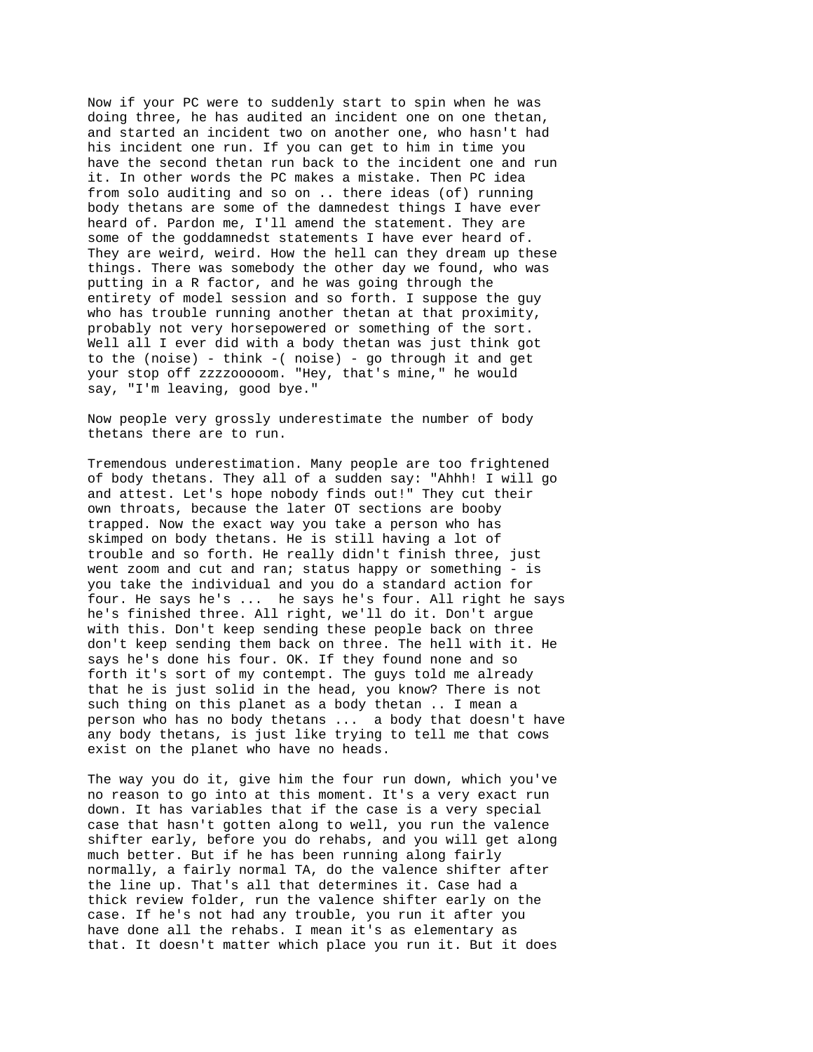Now if your PC were to suddenly start to spin when he was doing three, he has audited an incident one on one thetan, and started an incident two on another one, who hasn't had his incident one run. If you can get to him in time you have the second thetan run back to the incident one and run it. In other words the PC makes a mistake. Then PC idea from solo auditing and so on .. there ideas (of) running body thetans are some of the damnedest things I have ever heard of. Pardon me, I'll amend the statement. They are some of the goddamnedst statements I have ever heard of. They are weird, weird. How the hell can they dream up these things. There was somebody the other day we found, who was putting in a R factor, and he was going through the entirety of model session and so forth. I suppose the guy who has trouble running another thetan at that proximity, probably not very horsepowered or something of the sort. Well all I ever did with a body thetan was just think got to the (noise) - think -( noise) - go through it and get your stop off zzzzooooom. "Hey, that's mine," he would say, "I'm leaving, good bye."

Now people very grossly underestimate the number of body thetans there are to run.

Tremendous underestimation. Many people are too frightened of body thetans. They all of a sudden say: "Ahhh! I will go and attest. Let's hope nobody finds out!" They cut their own throats, because the later OT sections are booby trapped. Now the exact way you take a person who has skimped on body thetans. He is still having a lot of trouble and so forth. He really didn't finish three, just went zoom and cut and ran; status happy or something - is you take the individual and you do a standard action for four. He says he's ... he says he's four. All right he says he's finished three. All right, we'll do it. Don't argue with this. Don't keep sending these people back on three don't keep sending them back on three. The hell with it. He says he's done his four. OK. If they found none and so forth it's sort of my contempt. The guys told me already that he is just solid in the head, you know? There is not such thing on this planet as a body thetan .. I mean a person who has no body thetans ... a body that doesn't have any body thetans, is just like trying to tell me that cows exist on the planet who have no heads.

The way you do it, give him the four run down, which you've no reason to go into at this moment. It's a very exact run down. It has variables that if the case is a very special case that hasn't gotten along to well, you run the valence shifter early, before you do rehabs, and you will get along much better. But if he has been running along fairly normally, a fairly normal TA, do the valence shifter after the line up. That's all that determines it. Case had a thick review folder, run the valence shifter early on the case. If he's not had any trouble, you run it after you have done all the rehabs. I mean it's as elementary as that. It doesn't matter which place you run it. But it does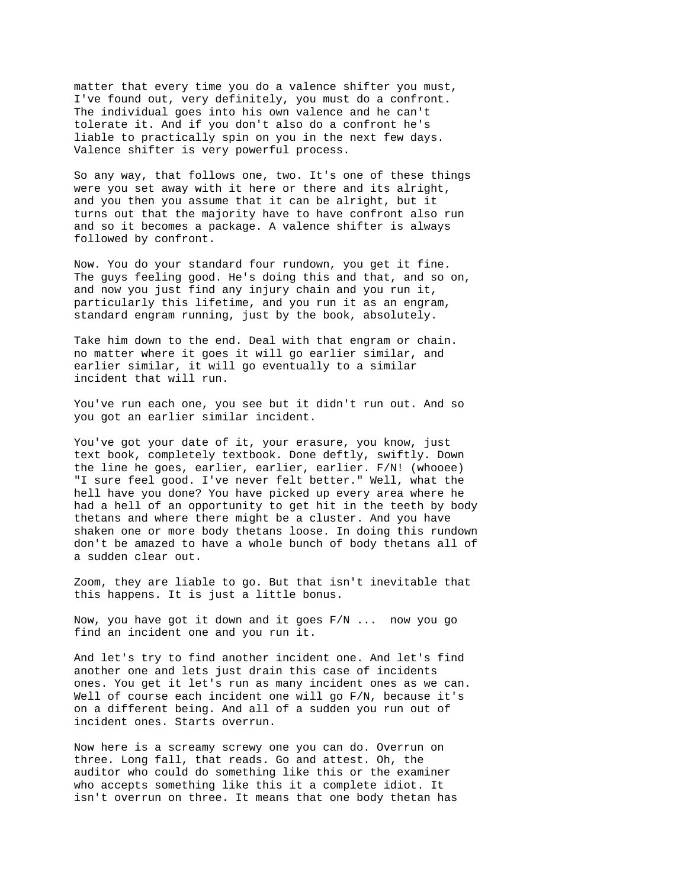matter that every time you do a valence shifter you must, I've found out, very definitely, you must do a confront. The individual goes into his own valence and he can't tolerate it. And if you don't also do a confront he's liable to practically spin on you in the next few days. Valence shifter is very powerful process.

So any way, that follows one, two. It's one of these things were you set away with it here or there and its alright, and you then you assume that it can be alright, but it turns out that the majority have to have confront also run and so it becomes a package. A valence shifter is always followed by confront.

Now. You do your standard four rundown, you get it fine. The guys feeling good. He's doing this and that, and so on, and now you just find any injury chain and you run it, particularly this lifetime, and you run it as an engram, standard engram running, just by the book, absolutely.

Take him down to the end. Deal with that engram or chain. no matter where it goes it will go earlier similar, and earlier similar, it will go eventually to a similar incident that will run.

You've run each one, you see but it didn't run out. And so you got an earlier similar incident.

You've got your date of it, your erasure, you know, just text book, completely textbook. Done deftly, swiftly. Down the line he goes, earlier, earlier, earlier. F/N! (whooee) "I sure feel good. I've never felt better." Well, what the hell have you done? You have picked up every area where he had a hell of an opportunity to get hit in the teeth by body thetans and where there might be a cluster. And you have shaken one or more body thetans loose. In doing this rundown don't be amazed to have a whole bunch of body thetans all of a sudden clear out.

Zoom, they are liable to go. But that isn't inevitable that this happens. It is just a little bonus.

Now, you have got it down and it goes F/N ... now you go find an incident one and you run it.

And let's try to find another incident one. And let's find another one and lets just drain this case of incidents ones. You get it let's run as many incident ones as we can. Well of course each incident one will go F/N, because it's on a different being. And all of a sudden you run out of incident ones. Starts overrun.

Now here is a screamy screwy one you can do. Overrun on three. Long fall, that reads. Go and attest. Oh, the auditor who could do something like this or the examiner who accepts something like this it a complete idiot. It isn't overrun on three. It means that one body thetan has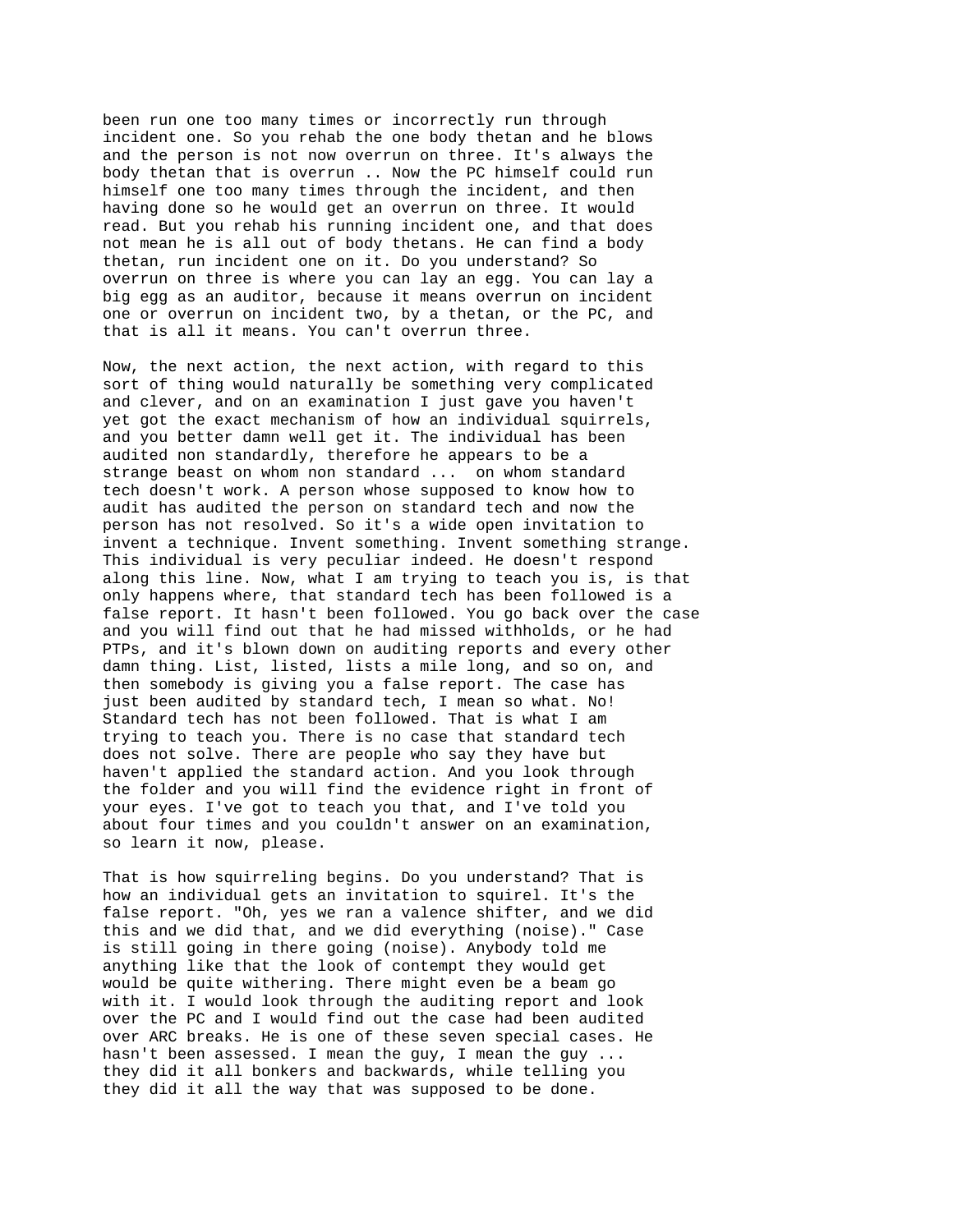been run one too many times or incorrectly run through incident one. So you rehab the one body thetan and he blows and the person is not now overrun on three. It's always the body thetan that is overrun .. Now the PC himself could run himself one too many times through the incident, and then having done so he would get an overrun on three. It would read. But you rehab his running incident one, and that does not mean he is all out of body thetans. He can find a body thetan, run incident one on it. Do you understand? So overrun on three is where you can lay an egg. You can lay a big egg as an auditor, because it means overrun on incident one or overrun on incident two, by a thetan, or the PC, and that is all it means. You can't overrun three.

Now, the next action, the next action, with regard to this sort of thing would naturally be something very complicated and clever, and on an examination I just gave you haven't yet got the exact mechanism of how an individual squirrels, and you better damn well get it. The individual has been audited non standardly, therefore he appears to be a strange beast on whom non standard ... on whom standard tech doesn't work. A person whose supposed to know how to audit has audited the person on standard tech and now the person has not resolved. So it's a wide open invitation to invent a technique. Invent something. Invent something strange. This individual is very peculiar indeed. He doesn't respond along this line. Now, what I am trying to teach you is, is that only happens where, that standard tech has been followed is a false report. It hasn't been followed. You go back over the case and you will find out that he had missed withholds, or he had PTPs, and it's blown down on auditing reports and every other damn thing. List, listed, lists a mile long, and so on, and then somebody is giving you a false report. The case has just been audited by standard tech, I mean so what. No! Standard tech has not been followed. That is what I am trying to teach you. There is no case that standard tech does not solve. There are people who say they have but haven't applied the standard action. And you look through the folder and you will find the evidence right in front of your eyes. I've got to teach you that, and I've told you about four times and you couldn't answer on an examination, so learn it now, please.

That is how squirreling begins. Do you understand? That is how an individual gets an invitation to squirel. It's the false report. "Oh, yes we ran a valence shifter, and we did this and we did that, and we did everything (noise)." Case is still going in there going (noise). Anybody told me anything like that the look of contempt they would get would be quite withering. There might even be a beam go with it. I would look through the auditing report and look over the PC and I would find out the case had been audited over ARC breaks. He is one of these seven special cases. He hasn't been assessed. I mean the guy, I mean the guy ... they did it all bonkers and backwards, while telling you they did it all the way that was supposed to be done.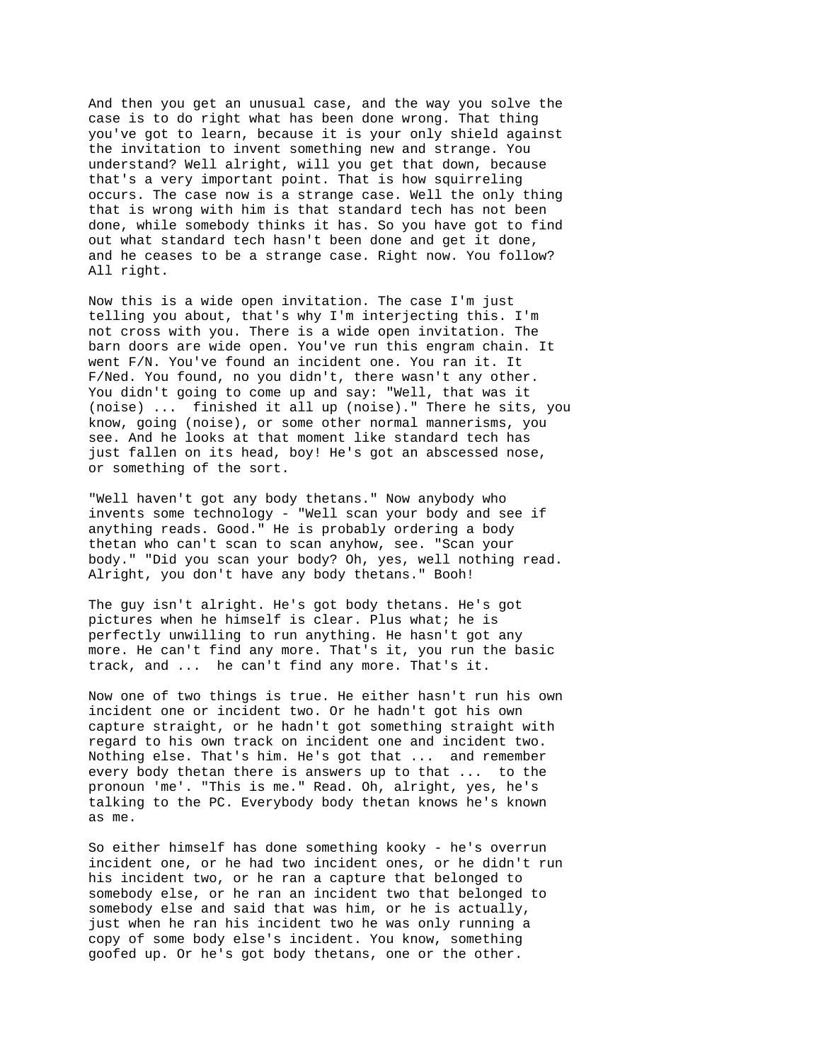And then you get an unusual case, and the way you solve the case is to do right what has been done wrong. That thing you've got to learn, because it is your only shield against the invitation to invent something new and strange. You understand? Well alright, will you get that down, because that's a very important point. That is how squirreling occurs. The case now is a strange case. Well the only thing that is wrong with him is that standard tech has not been done, while somebody thinks it has. So you have got to find out what standard tech hasn't been done and get it done, and he ceases to be a strange case. Right now. You follow? All right.

Now this is a wide open invitation. The case I'm just telling you about, that's why I'm interjecting this. I'm not cross with you. There is a wide open invitation. The barn doors are wide open. You've run this engram chain. It went F/N. You've found an incident one. You ran it. It F/Ned. You found, no you didn't, there wasn't any other. You didn't going to come up and say: "Well, that was it (noise) ... finished it all up (noise)." There he sits, you know, going (noise), or some other normal mannerisms, you see. And he looks at that moment like standard tech has just fallen on its head, boy! He's got an abscessed nose, or something of the sort.

"Well haven't got any body thetans." Now anybody who invents some technology - "Well scan your body and see if anything reads. Good." He is probably ordering a body thetan who can't scan to scan anyhow, see. "Scan your body." "Did you scan your body? Oh, yes, well nothing read. Alright, you don't have any body thetans." Booh!

The guy isn't alright. He's got body thetans. He's got pictures when he himself is clear. Plus what; he is perfectly unwilling to run anything. He hasn't got any more. He can't find any more. That's it, you run the basic track, and ... he can't find any more. That's it.

Now one of two things is true. He either hasn't run his own incident one or incident two. Or he hadn't got his own capture straight, or he hadn't got something straight with regard to his own track on incident one and incident two. Nothing else. That's him. He's got that ... and remember every body thetan there is answers up to that ... to the pronoun 'me'. "This is me." Read. Oh, alright, yes, he's talking to the PC. Everybody body thetan knows he's known as me.

So either himself has done something kooky - he's overrun incident one, or he had two incident ones, or he didn't run his incident two, or he ran a capture that belonged to somebody else, or he ran an incident two that belonged to somebody else and said that was him, or he is actually, just when he ran his incident two he was only running a copy of some body else's incident. You know, something goofed up. Or he's got body thetans, one or the other.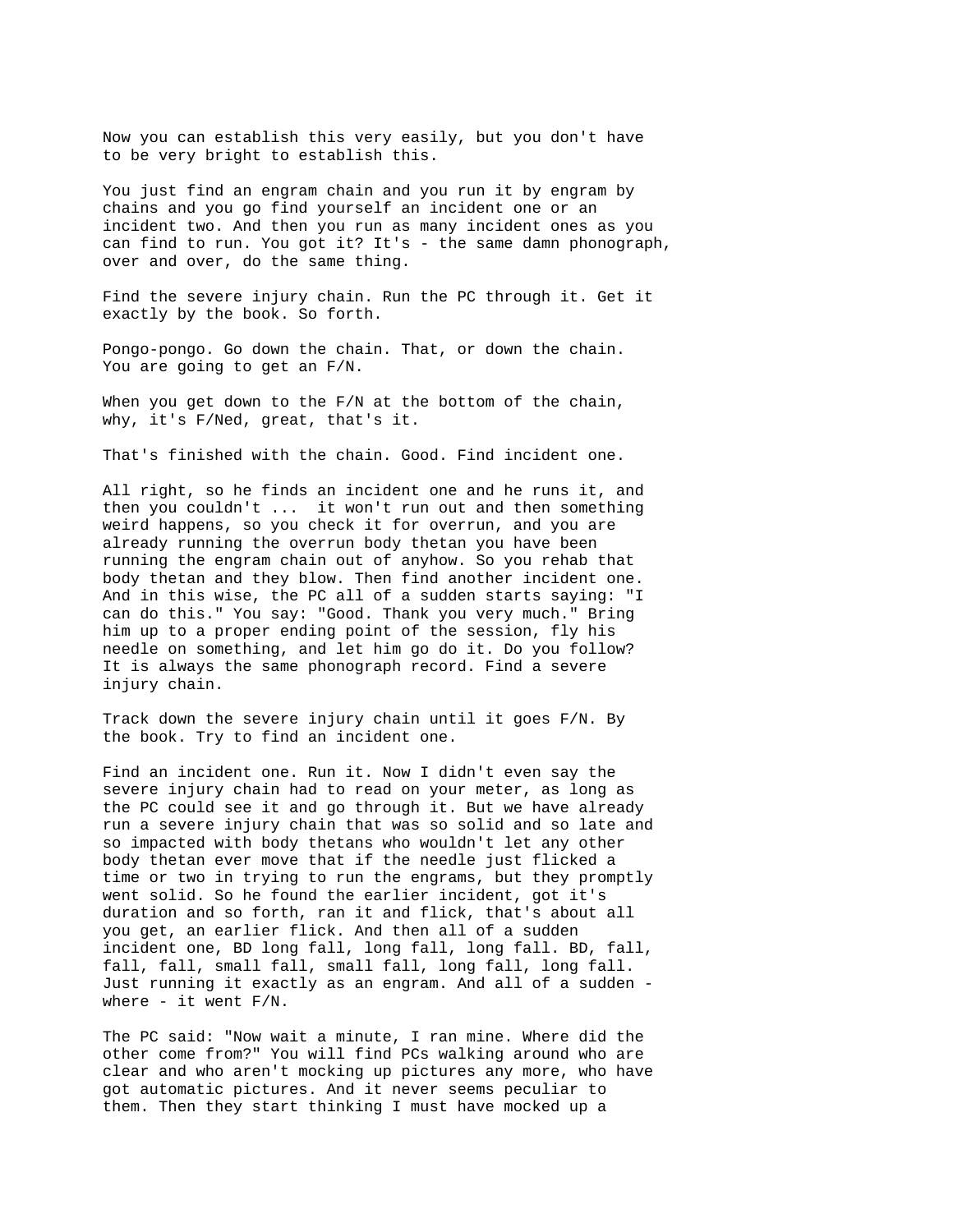Now you can establish this very easily, but you don't have to be very bright to establish this.

You just find an engram chain and you run it by engram by chains and you go find yourself an incident one or an incident two. And then you run as many incident ones as you can find to run. You got it? It's - the same damn phonograph, over and over, do the same thing.

Find the severe injury chain. Run the PC through it. Get it exactly by the book. So forth.

Pongo-pongo. Go down the chain. That, or down the chain. You are going to get an F/N.

When you get down to the F/N at the bottom of the chain, why, it's F/Ned, great, that's it.

That's finished with the chain. Good. Find incident one.

All right, so he finds an incident one and he runs it, and then you couldn't ... it won't run out and then something weird happens, so you check it for overrun, and you are already running the overrun body thetan you have been running the engram chain out of anyhow. So you rehab that body thetan and they blow. Then find another incident one. And in this wise, the PC all of a sudden starts saying: "I can do this." You say: "Good. Thank you very much." Bring him up to a proper ending point of the session, fly his needle on something, and let him go do it. Do you follow? It is always the same phonograph record. Find a severe injury chain.

Track down the severe injury chain until it goes F/N. By the book. Try to find an incident one.

Find an incident one. Run it. Now I didn't even say the severe injury chain had to read on your meter, as long as the PC could see it and go through it. But we have already run a severe injury chain that was so solid and so late and so impacted with body thetans who wouldn't let any other body thetan ever move that if the needle just flicked a time or two in trying to run the engrams, but they promptly went solid. So he found the earlier incident, got it's duration and so forth, ran it and flick, that's about all you get, an earlier flick. And then all of a sudden incident one, BD long fall, long fall, long fall. BD, fall, fall, fall, small fall, small fall, long fall, long fall. Just running it exactly as an engram. And all of a sudden - where - it went F/N.

The PC said: "Now wait a minute, I ran mine. Where did the other come from?" You will find PCs walking around who are clear and who aren't mocking up pictures any more, who have got automatic pictures. And it never seems peculiar to them. Then they start thinking I must have mocked up a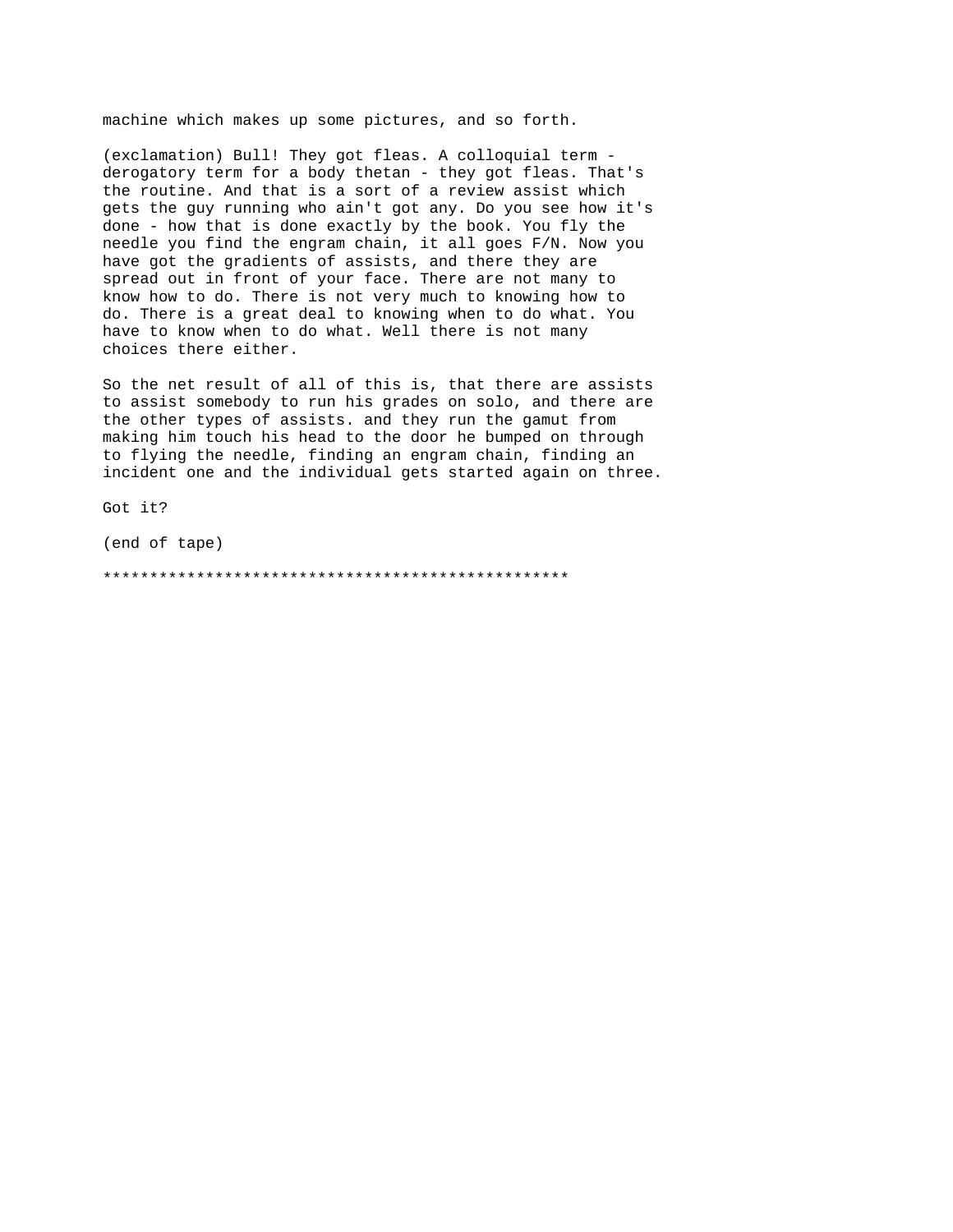machine which makes up some pictures, and so forth.

(exclamation) Bull! They got fleas. A colloquial term - derogatory term for a body thetan - they got fleas. That's the routine. And that is a sort of a review assist which gets the guy running who ain't got any. Do you see how it's done - how that is done exactly by the book. You fly the needle you find the engram chain, it all goes F/N. Now you have got the gradients of assists, and there they are spread out in front of your face. There are not many to know how to do. There is not very much to knowing how to do. There is a great deal to knowing when to do what. You have to know when to do what. Well there is not many choices there either.

So the net result of all of this is, that there are assists to assist somebody to run his grades on solo, and there are the other types of assists. and they run the gamut from making him touch his head to the door he bumped on through to flying the needle, finding an engram chain, finding an incident one and the individual gets started again on three.

Got it?

(end of tape)

***************************************************